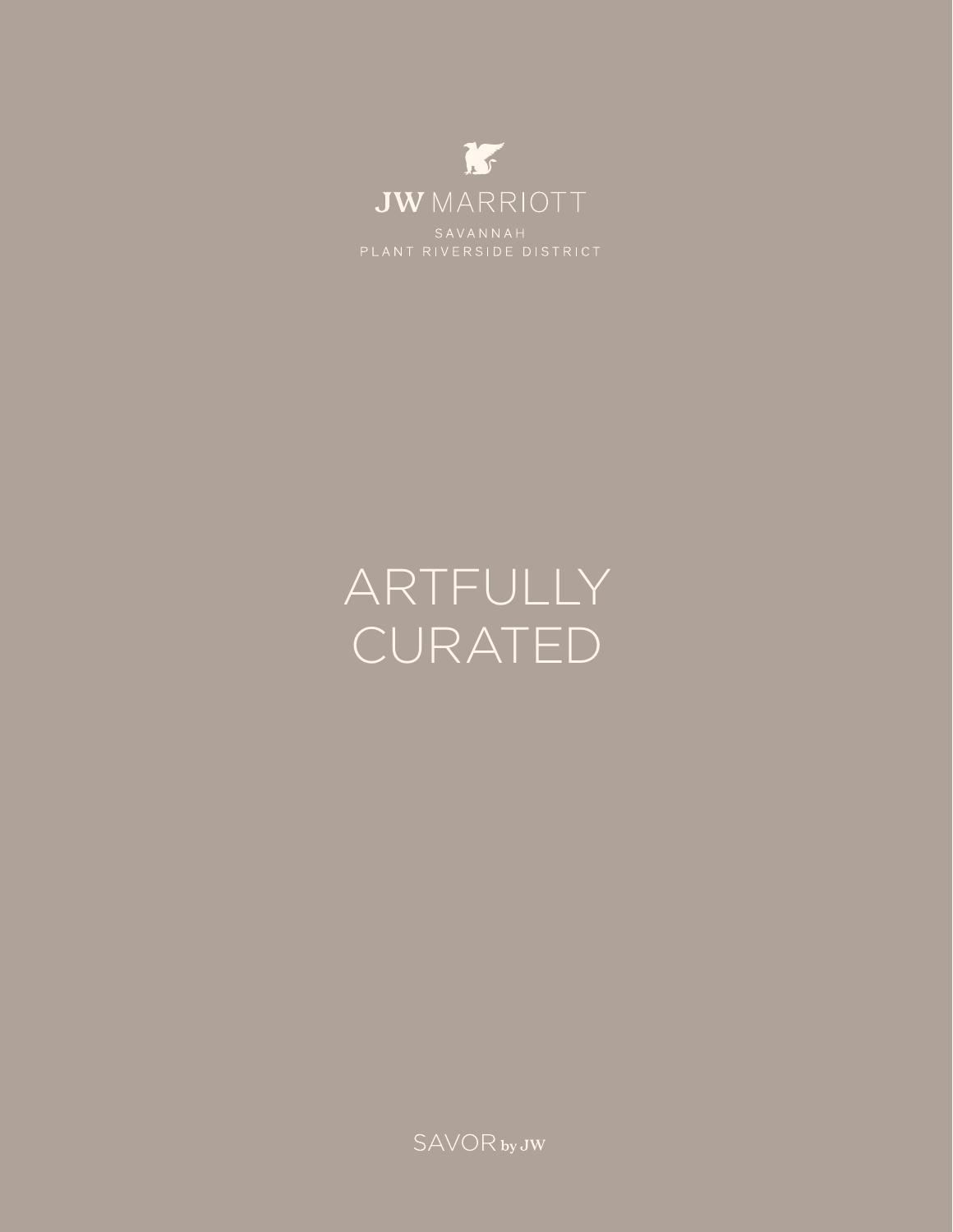JW MARRIOTT

SAVANNAH
PLANT RIVERSIDE DISTRICT

# ARTFULLY CURATED

SAVOR by JW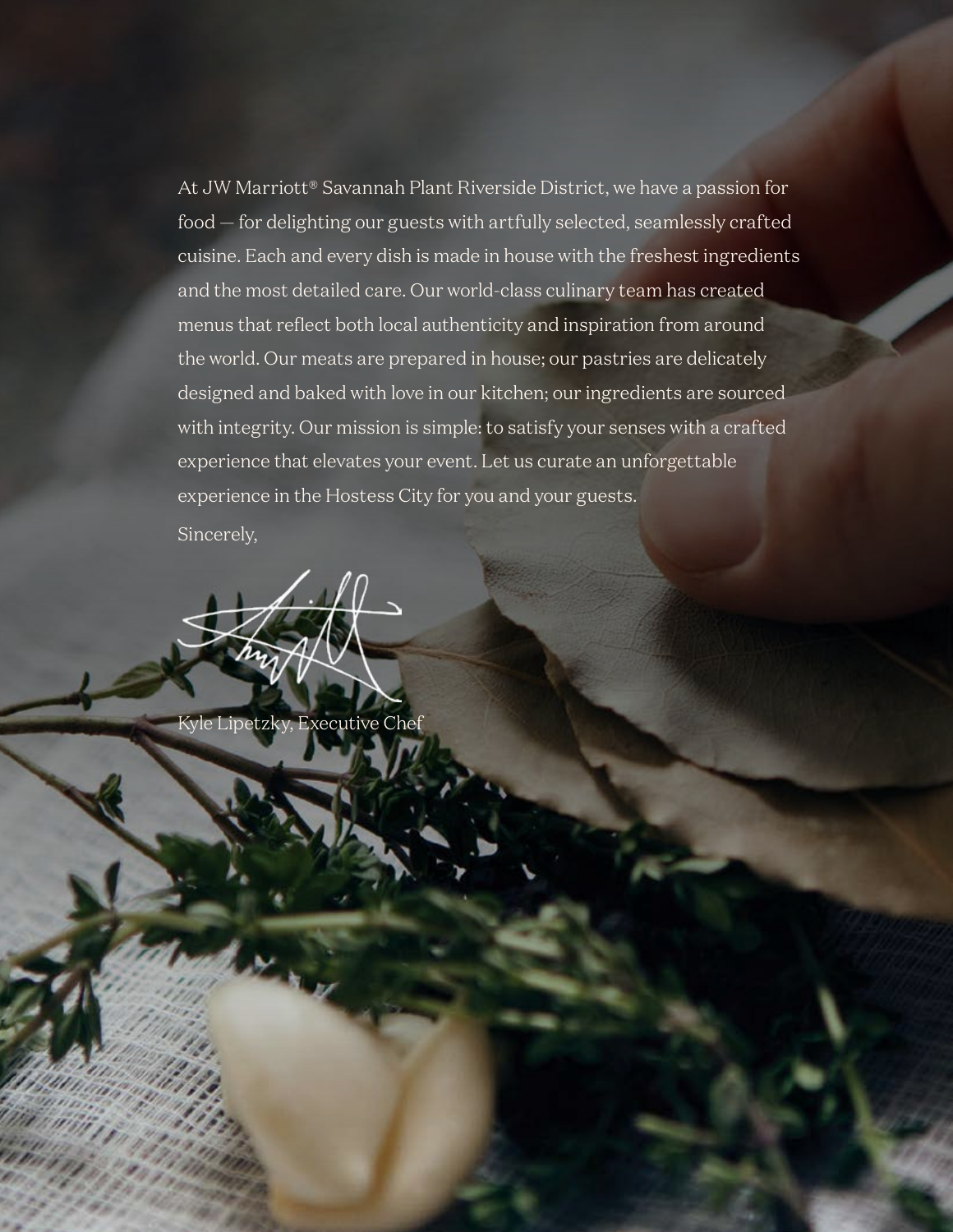At JW Marriott® Savannah Plant Riverside District, we have a passion for food — for delighting our guests with artfully selected, seamlessly crafted cuisine. Each and every dish is made in house with the freshest ingredients and the most detailed care. Our world-class culinary team has created menus that reflect both local authenticity and inspiration from around the world. Our meats are prepared in house; our pastries are delicately designed and baked with love in our kitchen; our ingredients are sourced with integrity. Our mission is simple: to satisfy your senses with a crafted experience that elevates your event. Let us curate an unforgettable experience in the Hostess City for you and your guests.

Sincerely,

Kyle Lipetzky, Executive Chef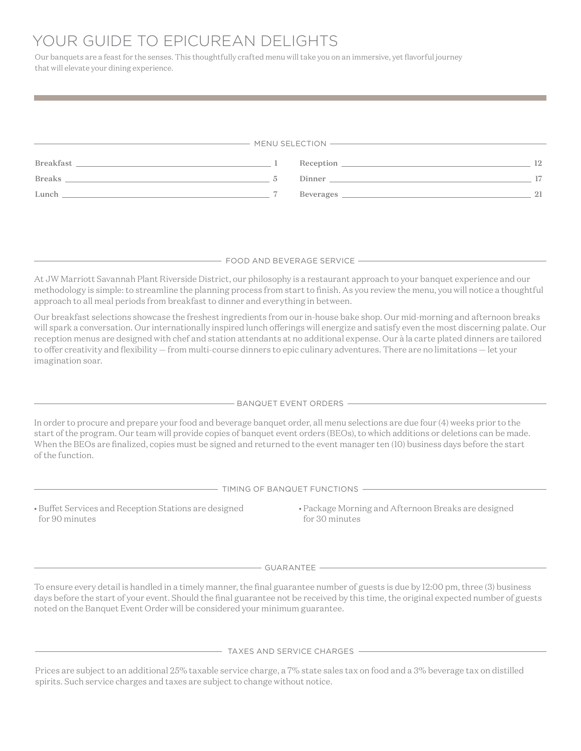# YOUR GUIDE TO EPICUREAN DELIGHTS

Our banquets are a feast for the senses. This thoughtfully crafted menu will take you on an immersive, yet flavorful journey that will elevate your dining experience.

## MENU SELECTION

| Section | Page |
|---|---|
| Breakfast | 1 |
| Breaks | 5 |
| Lunch | 7 |
| Reception | 12 |
| Dinner | 17 |
| Beverages | 21 |

## FOOD AND BEVERAGE SERVICE

At JW Marriott Savannah Plant Riverside District, our philosophy is a restaurant approach to your banquet experience and our methodology is simple: to streamline the planning process from start to finish. As you review the menu, you will notice a thoughtful approach to all meal periods from breakfast to dinner and everything in between.

Our breakfast selections showcase the freshest ingredients from our in-house bake shop. Our mid-morning and afternoon breaks will spark a conversation. Our internationally inspired lunch offerings will energize and satisfy even the most discerning palate. Our reception menus are designed with chef and station attendants at no additional expense. Our à la carte plated dinners are tailored to offer creativity and flexibility — from multi-course dinners to epic culinary adventures. There are no limitations — let your imagination soar.

## BANQUET EVENT ORDERS

In order to procure and prepare your food and beverage banquet order, all menu selections are due four (4) weeks prior to the start of the program. Our team will provide copies of banquet event orders (BEOs), to which additions or deletions can be made. When the BEOs are finalized, copies must be signed and returned to the event manager ten (10) business days before the start of the function.

## TIMING OF BANQUET FUNCTIONS

- Buffet Services and Reception Stations are designed for 90 minutes
- Package Morning and Afternoon Breaks are designed for 30 minutes

## GUARANTEE

To ensure every detail is handled in a timely manner, the final guarantee number of guests is due by 12:00 pm, three (3) business days before the start of your event. Should the final guarantee not be received by this time, the original expected number of guests noted on the Banquet Event Order will be considered your minimum guarantee.

## TAXES AND SERVICE CHARGES

Prices are subject to an additional 25% taxable service charge, a 7% state sales tax on food and a 3% beverage tax on distilled spirits. Such service charges and taxes are subject to change without notice.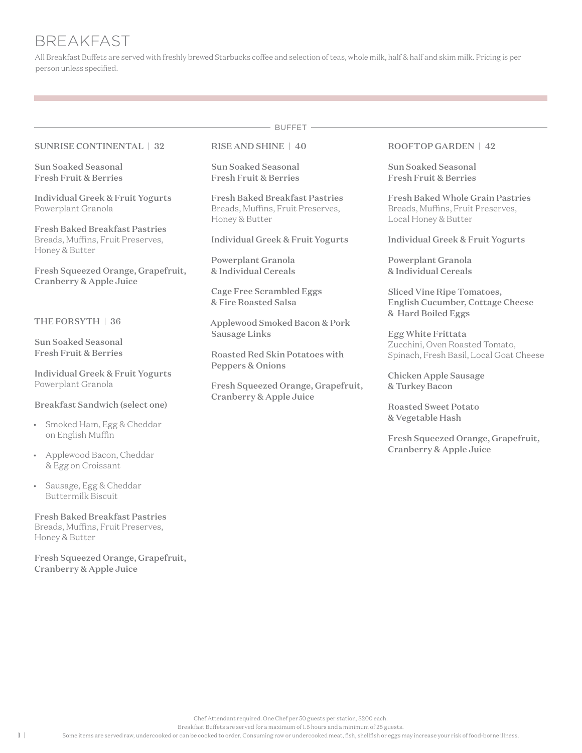# BREAKFAST

All Breakfast Buffets are served with freshly brewed Starbucks coffee and selection of teas, whole milk, half & half and skim milk. Pricing is per person unless specified.

## BUFFET

### SUNRISE CONTINENTAL | 32

**Sun Soaked Seasonal Fresh Fruit & Berries**

**Individual Greek & Fruit Yogurts**
Powerplant Granola

**Fresh Baked Breakfast Pastries**
Breads, Muffins, Fruit Preserves, Honey & Butter

**Fresh Squeezed Orange, Grapefruit, Cranberry & Apple Juice**

### THE FORSYTH | 36

**Sun Soaked Seasonal Fresh Fruit & Berries**

**Individual Greek & Fruit Yogurts**
Powerplant Granola

**Breakfast Sandwich (select one)**

- Smoked Ham, Egg & Cheddar on English Muffin
- Applewood Bacon, Cheddar & Egg on Croissant
- Sausage, Egg & Cheddar Buttermilk Biscuit

**Fresh Baked Breakfast Pastries**
Breads, Muffins, Fruit Preserves, Honey & Butter

**Fresh Squeezed Orange, Grapefruit, Cranberry & Apple Juice**

### RISE AND SHINE | 40

**Sun Soaked Seasonal Fresh Fruit & Berries**

**Fresh Baked Breakfast Pastries**
Breads, Muffins, Fruit Preserves, Honey & Butter

**Individual Greek & Fruit Yogurts**

**Powerplant Granola & Individual Cereals**

**Cage Free Scrambled Eggs & Fire Roasted Salsa**

**Applewood Smoked Bacon & Pork Sausage Links**

**Roasted Red Skin Potatoes with Peppers & Onions**

**Fresh Squeezed Orange, Grapefruit, Cranberry & Apple Juice**

### ROOFTOP GARDEN | 42

**Sun Soaked Seasonal Fresh Fruit & Berries**

**Fresh Baked Whole Grain Pastries**
Breads, Muffins, Fruit Preserves, Local Honey & Butter

**Individual Greek & Fruit Yogurts**

**Powerplant Granola & Individual Cereals**

**Sliced Vine Ripe Tomatoes, English Cucumber, Cottage Cheese & Hard Boiled Eggs**

**Egg White Frittata**
Zucchini, Oven Roasted Tomato, Spinach, Fresh Basil, Local Goat Cheese

**Chicken Apple Sausage & Turkey Bacon**

**Roasted Sweet Potato & Vegetable Hash**

**Fresh Squeezed Orange, Grapefruit, Cranberry & Apple Juice**

Chef Attendant required. One Chef per 50 guests per station, $200 each.
Breakfast Buffets are served for a maximum of 1.5 hours and a minimum of 25 guests.
Some items are served raw, undercooked or can be cooked to order. Consuming raw or undercooked meat, fish, shellfish or eggs may increase your risk of food-borne illness.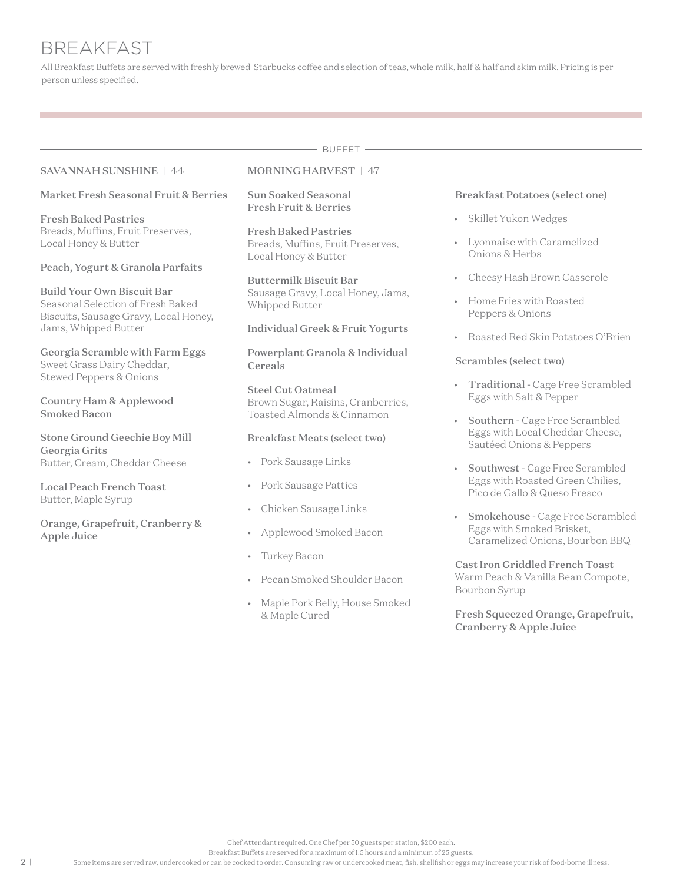# BREAKFAST

All Breakfast Buffets are served with freshly brewed Starbucks coffee and selection of teas, whole milk, half & half and skim milk. Pricing is per person unless specified.

## BUFFET

### SAVANNAH SUNSHINE | 44

**Market Fresh Seasonal Fruit & Berries**

**Fresh Baked Pastries**
Breads, Muffins, Fruit Preserves, Local Honey & Butter

**Peach, Yogurt & Granola Parfaits**

**Build Your Own Biscuit Bar**
Seasonal Selection of Fresh Baked Biscuits, Sausage Gravy, Local Honey, Jams, Whipped Butter

**Georgia Scramble with Farm Eggs**
Sweet Grass Dairy Cheddar, Stewed Peppers & Onions

**Country Ham & Applewood Smoked Bacon**

**Stone Ground Geechie Boy Mill Georgia Grits**
Butter, Cream, Cheddar Cheese

**Local Peach French Toast**
Butter, Maple Syrup

**Orange, Grapefruit, Cranberry & Apple Juice**

### MORNING HARVEST | 47

**Sun Soaked Seasonal Fresh Fruit & Berries**

**Fresh Baked Pastries**
Breads, Muffins, Fruit Preserves, Local Honey & Butter

**Buttermilk Biscuit Bar**
Sausage Gravy, Local Honey, Jams, Whipped Butter

**Individual Greek & Fruit Yogurts**

**Powerplant Granola & Individual Cereals**

**Steel Cut Oatmeal**
Brown Sugar, Raisins, Cranberries, Toasted Almonds & Cinnamon

**Breakfast Meats (select two)**

- Pork Sausage Links
- Pork Sausage Patties
- Chicken Sausage Links
- Applewood Smoked Bacon
- Turkey Bacon
- Pecan Smoked Shoulder Bacon
- Maple Pork Belly, House Smoked & Maple Cured

**Breakfast Potatoes (select one)**

- Skillet Yukon Wedges
- Lyonnaise with Caramelized Onions & Herbs
- Cheesy Hash Brown Casserole
- Home Fries with Roasted Peppers & Onions
- Roasted Red Skin Potatoes O'Brien

**Scrambles (select two)**

- **Traditional** - Cage Free Scrambled Eggs with Salt & Pepper
- **Southern** - Cage Free Scrambled Eggs with Local Cheddar Cheese, Sautéed Onions & Peppers
- **Southwest** - Cage Free Scrambled Eggs with Roasted Green Chilies, Pico de Gallo & Queso Fresco
- **Smokehouse** - Cage Free Scrambled Eggs with Smoked Brisket, Caramelized Onions, Bourbon BBQ

**Cast Iron Griddled French Toast**
Warm Peach & Vanilla Bean Compote, Bourbon Syrup

**Fresh Squeezed Orange, Grapefruit, Cranberry & Apple Juice**

Chef Attendant required. One Chef per 50 guests per station, $200 each.
Breakfast Buffets are served for a maximum of 1.5 hours and a minimum of 25 guests.
Some items are served raw, undercooked or can be cooked to order. Consuming raw or undercooked meat, fish, shellfish or eggs may increase your risk of food-borne illness.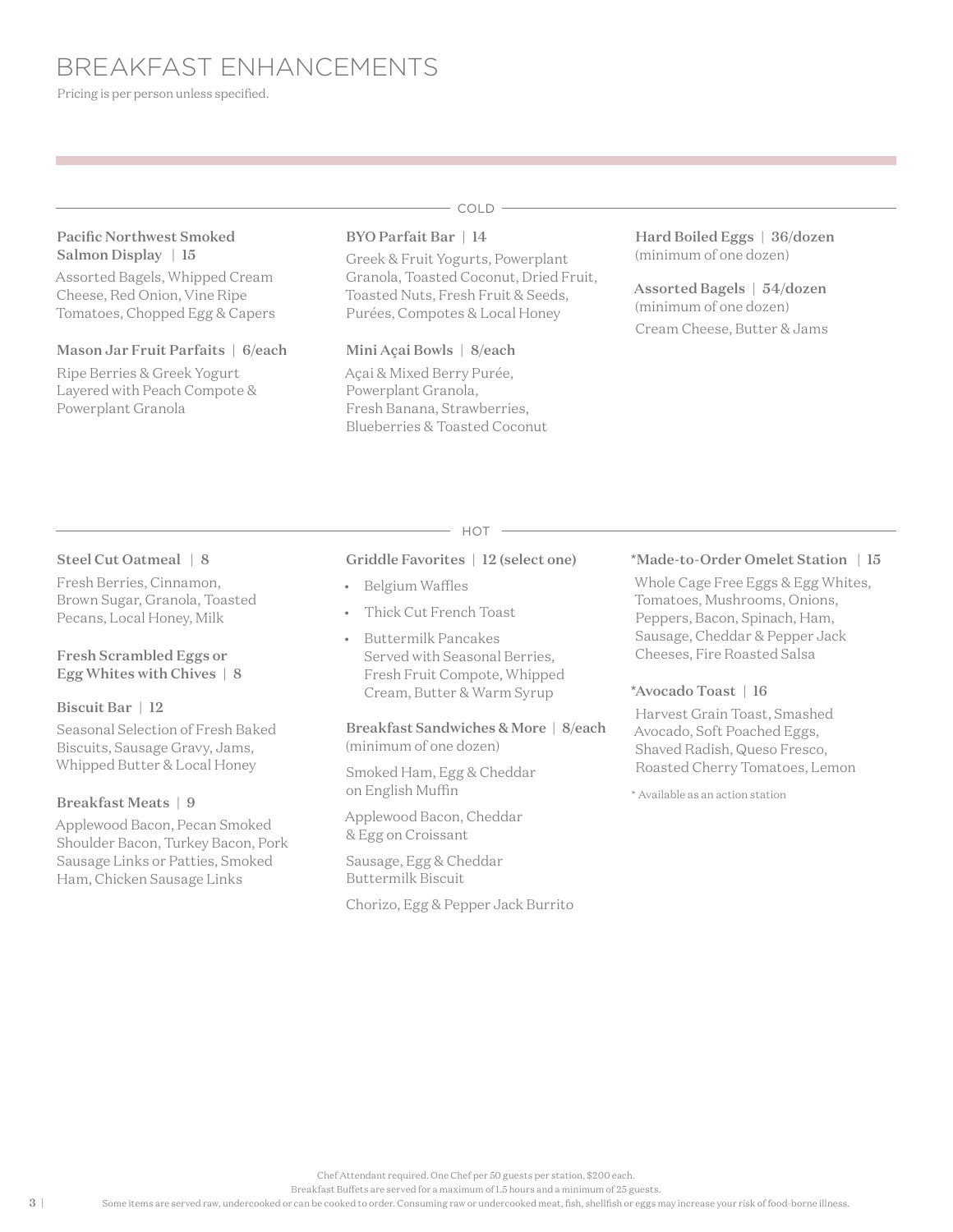# BREAKFAST ENHANCEMENTS

Pricing is per person unless specified.

## COLD

**Pacific Northwest Smoked Salmon Display | 15**

Assorted Bagels, Whipped Cream Cheese, Red Onion, Vine Ripe Tomatoes, Chopped Egg & Capers

**Mason Jar Fruit Parfaits | 6/each**

Ripe Berries & Greek Yogurt Layered with Peach Compote & Powerplant Granola

**BYO Parfait Bar | 14**

Greek & Fruit Yogurts, Powerplant Granola, Toasted Coconut, Dried Fruit, Toasted Nuts, Fresh Fruit & Seeds, Purées, Compotes & Local Honey

**Mini Açai Bowls | 8/each**

Açai & Mixed Berry Purée, Powerplant Granola, Fresh Banana, Strawberries, Blueberries & Toasted Coconut

**Hard Boiled Eggs | 36/dozen**
(minimum of one dozen)

**Assorted Bagels | 54/dozen**
(minimum of one dozen)

Cream Cheese, Butter & Jams

## HOT

**Steel Cut Oatmeal | 8**

Fresh Berries, Cinnamon, Brown Sugar, Granola, Toasted Pecans, Local Honey, Milk

**Fresh Scrambled Eggs or Egg Whites with Chives | 8**

**Biscuit Bar | 12**

Seasonal Selection of Fresh Baked Biscuits, Sausage Gravy, Jams, Whipped Butter & Local Honey

**Breakfast Meats | 9**

Applewood Bacon, Pecan Smoked Shoulder Bacon, Turkey Bacon, Pork Sausage Links or Patties, Smoked Ham, Chicken Sausage Links

**Griddle Favorites | 12 (select one)**

- Belgium Waffles
- Thick Cut French Toast
- Buttermilk Pancakes
  Served with Seasonal Berries, Fresh Fruit Compote, Whipped Cream, Butter & Warm Syrup

**Breakfast Sandwiches & More | 8/each**
(minimum of one dozen)

Smoked Ham, Egg & Cheddar on English Muffin

Applewood Bacon, Cheddar & Egg on Croissant

Sausage, Egg & Cheddar Buttermilk Biscuit

Chorizo, Egg & Pepper Jack Burrito

***Made-to-Order Omelet Station | 15**

Whole Cage Free Eggs & Egg Whites, Tomatoes, Mushrooms, Onions, Peppers, Bacon, Spinach, Ham, Sausage, Cheddar & Pepper Jack Cheeses, Fire Roasted Salsa

***Avocado Toast | 16**

Harvest Grain Toast, Smashed Avocado, Soft Poached Eggs, Shaved Radish, Queso Fresco, Roasted Cherry Tomatoes, Lemon

* Available as an action station

Chef Attendant required. One Chef per 50 guests per station, $200 each.
Breakfast Buffets are served for a maximum of 1.5 hours and a minimum of 25 guests.
Some items are served raw, undercooked or can be cooked to order. Consuming raw or undercooked meat, fish, shellfish or eggs may increase your risk of food-borne illness.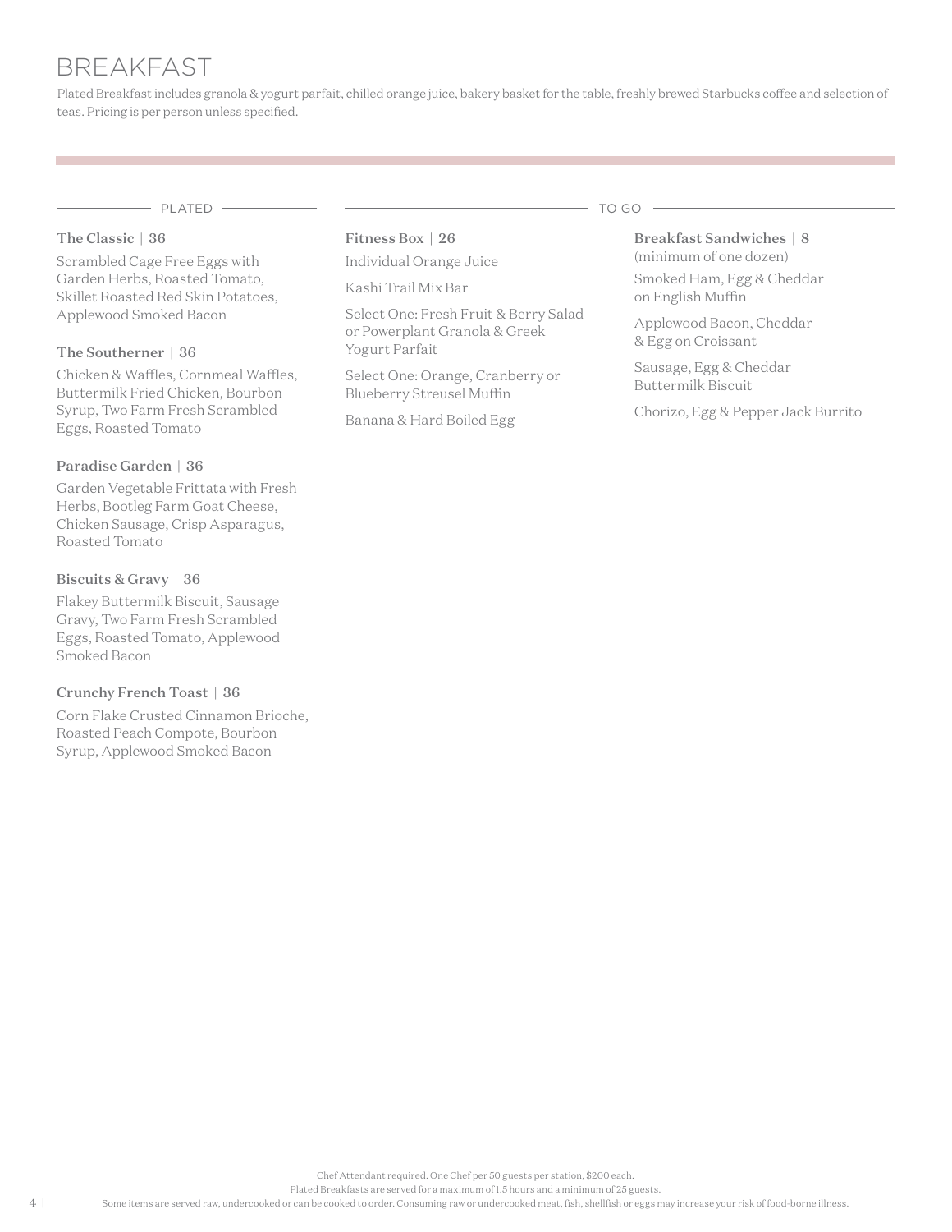# BREAKFAST

Plated Breakfast includes granola & yogurt parfait, chilled orange juice, bakery basket for the table, freshly brewed Starbucks coffee and selection of teas. Pricing is per person unless specified.

## PLATED

**The Classic | 36**

Scrambled Cage Free Eggs with Garden Herbs, Roasted Tomato, Skillet Roasted Red Skin Potatoes, Applewood Smoked Bacon

**The Southerner | 36**

Chicken & Waffles, Cornmeal Waffles, Buttermilk Fried Chicken, Bourbon Syrup, Two Farm Fresh Scrambled Eggs, Roasted Tomato

**Paradise Garden | 36**

Garden Vegetable Frittata with Fresh Herbs, Bootleg Farm Goat Cheese, Chicken Sausage, Crisp Asparagus, Roasted Tomato

**Biscuits & Gravy | 36**

Flakey Buttermilk Biscuit, Sausage Gravy, Two Farm Fresh Scrambled Eggs, Roasted Tomato, Applewood Smoked Bacon

**Crunchy French Toast | 36**

Corn Flake Crusted Cinnamon Brioche, Roasted Peach Compote, Bourbon Syrup, Applewood Smoked Bacon

## TO GO

**Fitness Box | 26**

Individual Orange Juice

Kashi Trail Mix Bar

Select One: Fresh Fruit & Berry Salad or Powerplant Granola & Greek Yogurt Parfait

Select One: Orange, Cranberry or Blueberry Streusel Muffin

Banana & Hard Boiled Egg

**Breakfast Sandwiches | 8**
(minimum of one dozen)

Smoked Ham, Egg & Cheddar on English Muffin

Applewood Bacon, Cheddar & Egg on Croissant

Sausage, Egg & Cheddar Buttermilk Biscuit

Chorizo, Egg & Pepper Jack Burrito

Chef Attendant required. One Chef per 50 guests per station, $200 each.
Plated Breakfasts are served for a maximum of 1.5 hours and a minimum of 25 guests.
Some items are served raw, undercooked or can be cooked to order. Consuming raw or undercooked meat, fish, shellfish or eggs may increase your risk of food-borne illness.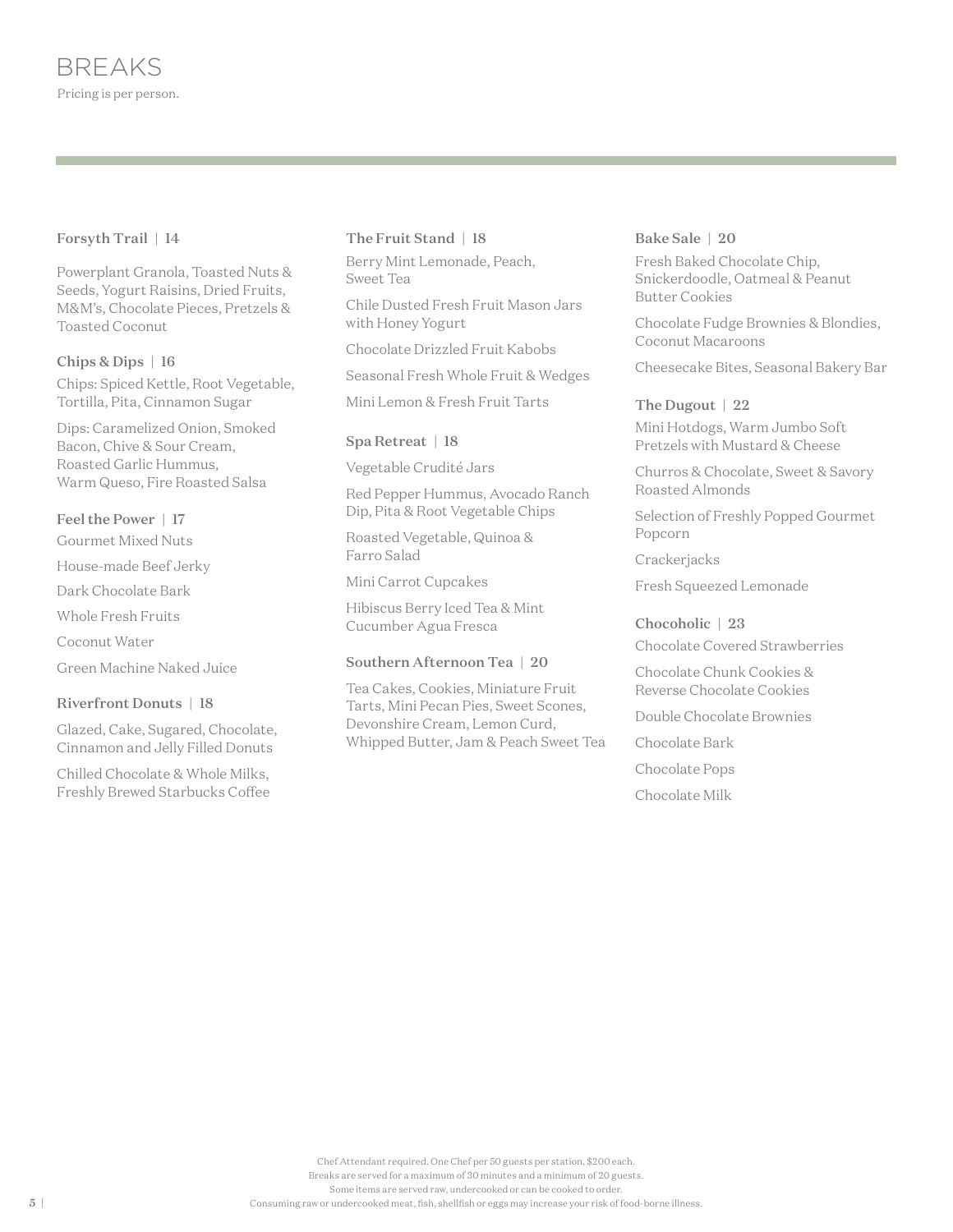# BREAKS

Pricing is per person.

### Forsyth Trail | 14

Powerplant Granola, Toasted Nuts & Seeds, Yogurt Raisins, Dried Fruits, M&M's, Chocolate Pieces, Pretzels & Toasted Coconut

### Chips & Dips | 16

Chips: Spiced Kettle, Root Vegetable, Tortilla, Pita, Cinnamon Sugar

Dips: Caramelized Onion, Smoked Bacon, Chive & Sour Cream, Roasted Garlic Hummus, Warm Queso, Fire Roasted Salsa

### Feel the Power | 17

Gourmet Mixed Nuts

House-made Beef Jerky

Dark Chocolate Bark

Whole Fresh Fruits

Coconut Water

Green Machine Naked Juice

### Riverfront Donuts | 18

Glazed, Cake, Sugared, Chocolate, Cinnamon and Jelly Filled Donuts

Chilled Chocolate & Whole Milks, Freshly Brewed Starbucks Coffee

### The Fruit Stand | 18

Berry Mint Lemonade, Peach, Sweet Tea

Chile Dusted Fresh Fruit Mason Jars with Honey Yogurt

Chocolate Drizzled Fruit Kabobs

Seasonal Fresh Whole Fruit & Wedges

Mini Lemon & Fresh Fruit Tarts

### Spa Retreat | 18

Vegetable Crudité Jars

Red Pepper Hummus, Avocado Ranch Dip, Pita & Root Vegetable Chips

Roasted Vegetable, Quinoa & Farro Salad

Mini Carrot Cupcakes

Hibiscus Berry Iced Tea & Mint Cucumber Agua Fresca

### Southern Afternoon Tea | 20

Tea Cakes, Cookies, Miniature Fruit Tarts, Mini Pecan Pies, Sweet Scones, Devonshire Cream, Lemon Curd, Whipped Butter, Jam & Peach Sweet Tea

### Bake Sale | 20

Fresh Baked Chocolate Chip, Snickerdoodle, Oatmeal & Peanut Butter Cookies

Chocolate Fudge Brownies & Blondies, Coconut Macaroons

Cheesecake Bites, Seasonal Bakery Bar

### The Dugout | 22

Mini Hotdogs, Warm Jumbo Soft Pretzels with Mustard & Cheese

Churros & Chocolate, Sweet & Savory Roasted Almonds

Selection of Freshly Popped Gourmet Popcorn

Crackerjacks

Fresh Squeezed Lemonade

### Chocoholic | 23

Chocolate Covered Strawberries

Chocolate Chunk Cookies & Reverse Chocolate Cookies

Double Chocolate Brownies

Chocolate Bark

Chocolate Pops

Chocolate Milk

Chef Attendant required. One Chef per 50 guests per station, $200 each.
Breaks are served for a maximum of 30 minutes and a minimum of 20 guests.
Some items are served raw, undercooked or can be cooked to order.
Consuming raw or undercooked meat, fish, shellfish or eggs may increase your risk of food-borne illness.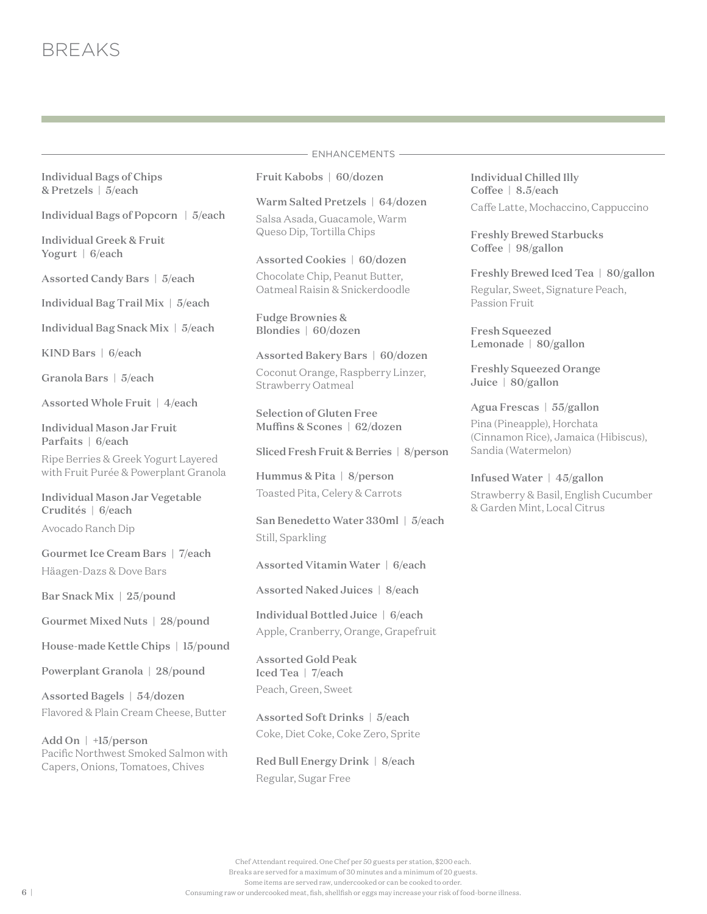# BREAKS

## ENHANCEMENTS

**Individual Bags of Chips & Pretzels | 5/each**

**Individual Bags of Popcorn | 5/each**

**Individual Greek & Fruit Yogurt | 6/each**

**Assorted Candy Bars | 5/each**

**Individual Bag Trail Mix | 5/each**

**Individual Bag Snack Mix | 5/each**

**KIND Bars | 6/each**

**Granola Bars | 5/each**

**Assorted Whole Fruit | 4/each**

**Individual Mason Jar Fruit Parfaits | 6/each**
Ripe Berries & Greek Yogurt Layered with Fruit Purée & Powerplant Granola

**Individual Mason Jar Vegetable Crudités | 6/each**
Avocado Ranch Dip

**Gourmet Ice Cream Bars | 7/each**
Häagen-Dazs & Dove Bars

**Bar Snack Mix | 25/pound**

**Gourmet Mixed Nuts | 28/pound**

**House-made Kettle Chips | 15/pound**

**Powerplant Granola | 28/pound**

**Assorted Bagels | 54/dozen**
Flavored & Plain Cream Cheese, Butter

**Add On | +15/person**
Pacific Northwest Smoked Salmon with Capers, Onions, Tomatoes, Chives

**Fruit Kabobs | 60/dozen**

**Warm Salted Pretzels | 64/dozen**
Salsa Asada, Guacamole, Warm Queso Dip, Tortilla Chips

**Assorted Cookies | 60/dozen**
Chocolate Chip, Peanut Butter, Oatmeal Raisin & Snickerdoodle

**Fudge Brownies & Blondies | 60/dozen**

**Assorted Bakery Bars | 60/dozen**
Coconut Orange, Raspberry Linzer, Strawberry Oatmeal

**Selection of Gluten Free Muffins & Scones | 62/dozen**

**Sliced Fresh Fruit & Berries | 8/person**

**Hummus & Pita | 8/person**
Toasted Pita, Celery & Carrots

**San Benedetto Water 330ml | 5/each**
Still, Sparkling

**Assorted Vitamin Water | 6/each**

**Assorted Naked Juices | 8/each**

**Individual Bottled Juice | 6/each**
Apple, Cranberry, Orange, Grapefruit

**Assorted Gold Peak Iced Tea | 7/each**
Peach, Green, Sweet

**Assorted Soft Drinks | 5/each**
Coke, Diet Coke, Coke Zero, Sprite

**Red Bull Energy Drink | 8/each**
Regular, Sugar Free

**Individual Chilled Illy Coffee | 8.5/each**
Caffe Latte, Mochaccino, Cappuccino

**Freshly Brewed Starbucks Coffee | 98/gallon**

**Freshly Brewed Iced Tea | 80/gallon**
Regular, Sweet, Signature Peach, Passion Fruit

**Fresh Squeezed Lemonade | 80/gallon**

**Freshly Squeezed Orange Juice | 80/gallon**

**Agua Frescas | 55/gallon**
Pina (Pineapple), Horchata (Cinnamon Rice), Jamaica (Hibiscus), Sandia (Watermelon)

**Infused Water | 45/gallon**
Strawberry & Basil, English Cucumber & Garden Mint, Local Citrus

Chef Attendant required. One Chef per 50 guests per station, $200 each.
Breaks are served for a maximum of 30 minutes and a minimum of 20 guests.
Some items are served raw, undercooked or can be cooked to order.
Consuming raw or undercooked meat, fish, shellfish or eggs may increase your risk of food-borne illness.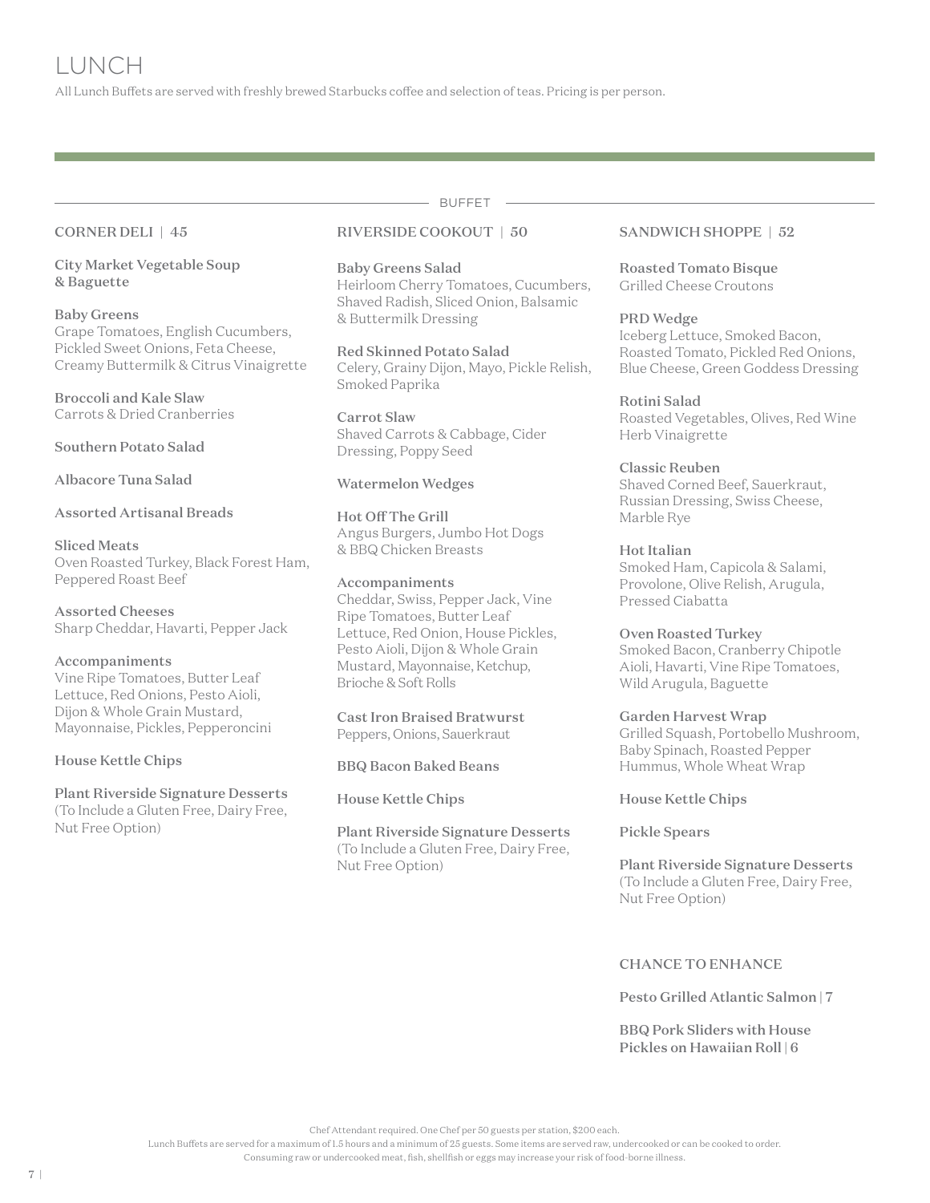# LUNCH

All Lunch Buffets are served with freshly brewed Starbucks coffee and selection of teas. Pricing is per person.

## BUFFET

### CORNER DELI | 45

**City Market Vegetable Soup & Baguette**

**Baby Greens**
Grape Tomatoes, English Cucumbers, Pickled Sweet Onions, Feta Cheese, Creamy Buttermilk & Citrus Vinaigrette

**Broccoli and Kale Slaw**
Carrots & Dried Cranberries

**Southern Potato Salad**

**Albacore Tuna Salad**

**Assorted Artisanal Breads**

**Sliced Meats**
Oven Roasted Turkey, Black Forest Ham, Peppered Roast Beef

**Assorted Cheeses**
Sharp Cheddar, Havarti, Pepper Jack

**Accompaniments**
Vine Ripe Tomatoes, Butter Leaf Lettuce, Red Onions, Pesto Aioli, Dijon & Whole Grain Mustard, Mayonnaise, Pickles, Pepperoncini

**House Kettle Chips**

**Plant Riverside Signature Desserts**
(To Include a Gluten Free, Dairy Free, Nut Free Option)

### RIVERSIDE COOKOUT | 50

**Baby Greens Salad**
Heirloom Cherry Tomatoes, Cucumbers, Shaved Radish, Sliced Onion, Balsamic & Buttermilk Dressing

**Red Skinned Potato Salad**
Celery, Grainy Dijon, Mayo, Pickle Relish, Smoked Paprika

**Carrot Slaw**
Shaved Carrots & Cabbage, Cider Dressing, Poppy Seed

**Watermelon Wedges**

**Hot Off The Grill**
Angus Burgers, Jumbo Hot Dogs & BBQ Chicken Breasts

**Accompaniments**
Cheddar, Swiss, Pepper Jack, Vine Ripe Tomatoes, Butter Leaf Lettuce, Red Onion, House Pickles, Pesto Aioli, Dijon & Whole Grain Mustard, Mayonnaise, Ketchup, Brioche & Soft Rolls

**Cast Iron Braised Bratwurst**
Peppers, Onions, Sauerkraut

**BBQ Bacon Baked Beans**

**House Kettle Chips**

**Plant Riverside Signature Desserts**
(To Include a Gluten Free, Dairy Free, Nut Free Option)

### SANDWICH SHOPPE | 52

**Roasted Tomato Bisque**
Grilled Cheese Croutons

**PRD Wedge**
Iceberg Lettuce, Smoked Bacon, Roasted Tomato, Pickled Red Onions, Blue Cheese, Green Goddess Dressing

**Rotini Salad**
Roasted Vegetables, Olives, Red Wine Herb Vinaigrette

**Classic Reuben**
Shaved Corned Beef, Sauerkraut, Russian Dressing, Swiss Cheese, Marble Rye

**Hot Italian**
Smoked Ham, Capicola & Salami, Provolone, Olive Relish, Arugula, Pressed Ciabatta

**Oven Roasted Turkey**
Smoked Bacon, Cranberry Chipotle Aioli, Havarti, Vine Ripe Tomatoes, Wild Arugula, Baguette

**Garden Harvest Wrap**
Grilled Squash, Portobello Mushroom, Baby Spinach, Roasted Pepper Hummus, Whole Wheat Wrap

**House Kettle Chips**

**Pickle Spears**

**Plant Riverside Signature Desserts**
(To Include a Gluten Free, Dairy Free, Nut Free Option)

### CHANCE TO ENHANCE

**Pesto Grilled Atlantic Salmon | 7**

**BBQ Pork Sliders with House Pickles on Hawaiian Roll | 6**

Chef Attendant required. One Chef per 50 guests per station, $200 each.
Lunch Buffets are served for a maximum of 1.5 hours and a minimum of 25 guests. Some items are served raw, undercooked or can be cooked to order.
Consuming raw or undercooked meat, fish, shellfish or eggs may increase your risk of food-borne illness.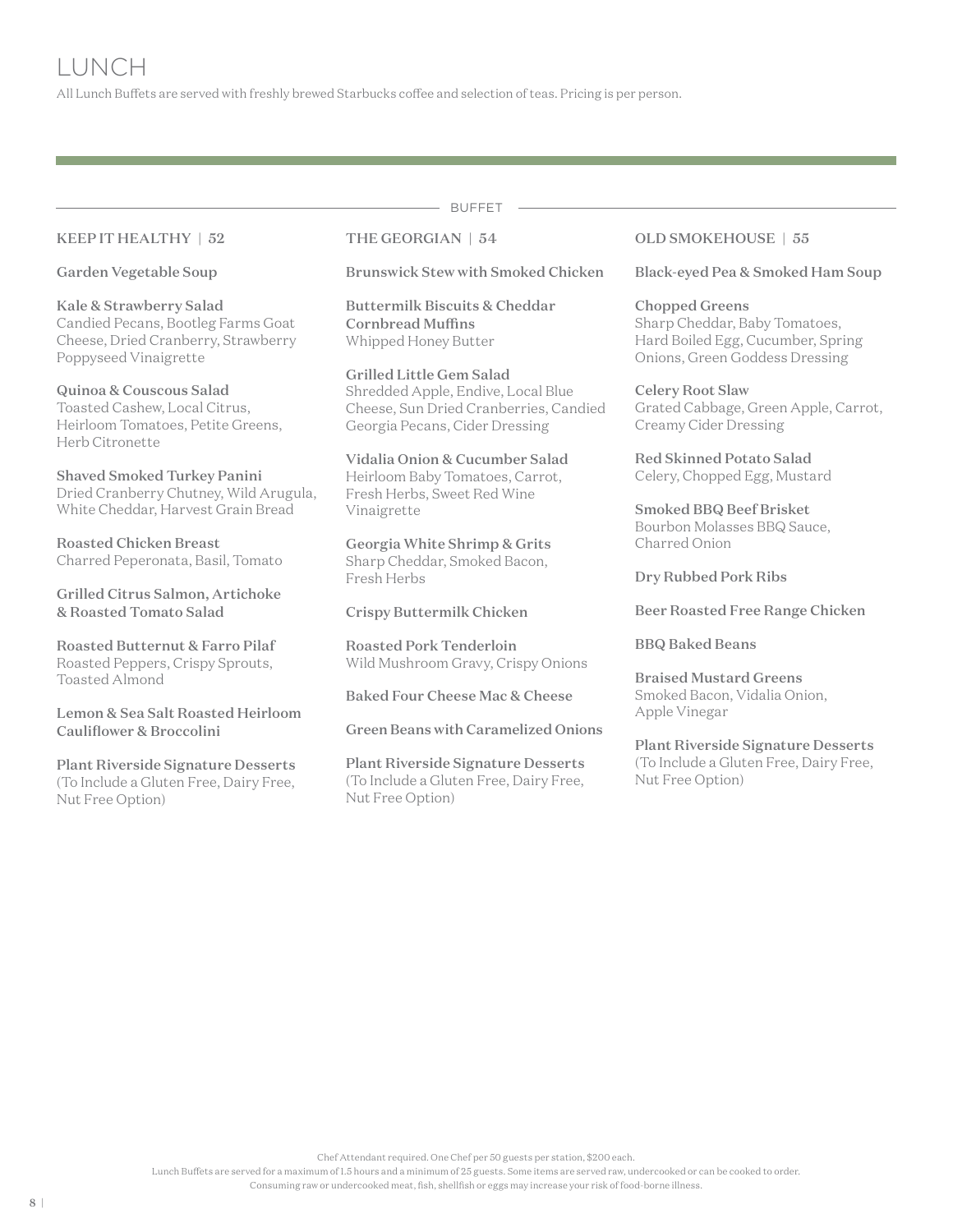# LUNCH

All Lunch Buffets are served with freshly brewed Starbucks coffee and selection of teas. Pricing is per person.

## BUFFET

### KEEP IT HEALTHY | 52

**Garden Vegetable Soup**

**Kale & Strawberry Salad**
Candied Pecans, Bootleg Farms Goat Cheese, Dried Cranberry, Strawberry Poppyseed Vinaigrette

**Quinoa & Couscous Salad**
Toasted Cashew, Local Citrus, Heirloom Tomatoes, Petite Greens, Herb Citronette

**Shaved Smoked Turkey Panini**
Dried Cranberry Chutney, Wild Arugula, White Cheddar, Harvest Grain Bread

**Roasted Chicken Breast**
Charred Peperonata, Basil, Tomato

**Grilled Citrus Salmon, Artichoke & Roasted Tomato Salad**

**Roasted Butternut & Farro Pilaf**
Roasted Peppers, Crispy Sprouts, Toasted Almond

**Lemon & Sea Salt Roasted Heirloom Cauliflower & Broccolini**

**Plant Riverside Signature Desserts**
(To Include a Gluten Free, Dairy Free, Nut Free Option)

### THE GEORGIAN | 54

**Brunswick Stew with Smoked Chicken**

**Buttermilk Biscuits & Cheddar Cornbread Muffins**
Whipped Honey Butter

**Grilled Little Gem Salad**
Shredded Apple, Endive, Local Blue Cheese, Sun Dried Cranberries, Candied Georgia Pecans, Cider Dressing

**Vidalia Onion & Cucumber Salad**
Heirloom Baby Tomatoes, Carrot, Fresh Herbs, Sweet Red Wine Vinaigrette

**Georgia White Shrimp & Grits**
Sharp Cheddar, Smoked Bacon, Fresh Herbs

**Crispy Buttermilk Chicken**

**Roasted Pork Tenderloin**
Wild Mushroom Gravy, Crispy Onions

**Baked Four Cheese Mac & Cheese**

**Green Beans with Caramelized Onions**

**Plant Riverside Signature Desserts**
(To Include a Gluten Free, Dairy Free, Nut Free Option)

### OLD SMOKEHOUSE | 55

**Black-eyed Pea & Smoked Ham Soup**

**Chopped Greens**
Sharp Cheddar, Baby Tomatoes, Hard Boiled Egg, Cucumber, Spring Onions, Green Goddess Dressing

**Celery Root Slaw**
Grated Cabbage, Green Apple, Carrot, Creamy Cider Dressing

**Red Skinned Potato Salad**
Celery, Chopped Egg, Mustard

**Smoked BBQ Beef Brisket**
Bourbon Molasses BBQ Sauce, Charred Onion

**Dry Rubbed Pork Ribs**

**Beer Roasted Free Range Chicken**

**BBQ Baked Beans**

**Braised Mustard Greens**
Smoked Bacon, Vidalia Onion, Apple Vinegar

**Plant Riverside Signature Desserts**
(To Include a Gluten Free, Dairy Free, Nut Free Option)

Chef Attendant required. One Chef per 50 guests per station, $200 each.
Lunch Buffets are served for a maximum of 1.5 hours and a minimum of 25 guests. Some items are served raw, undercooked or can be cooked to order.
Consuming raw or undercooked meat, fish, shellfish or eggs may increase your risk of food-borne illness.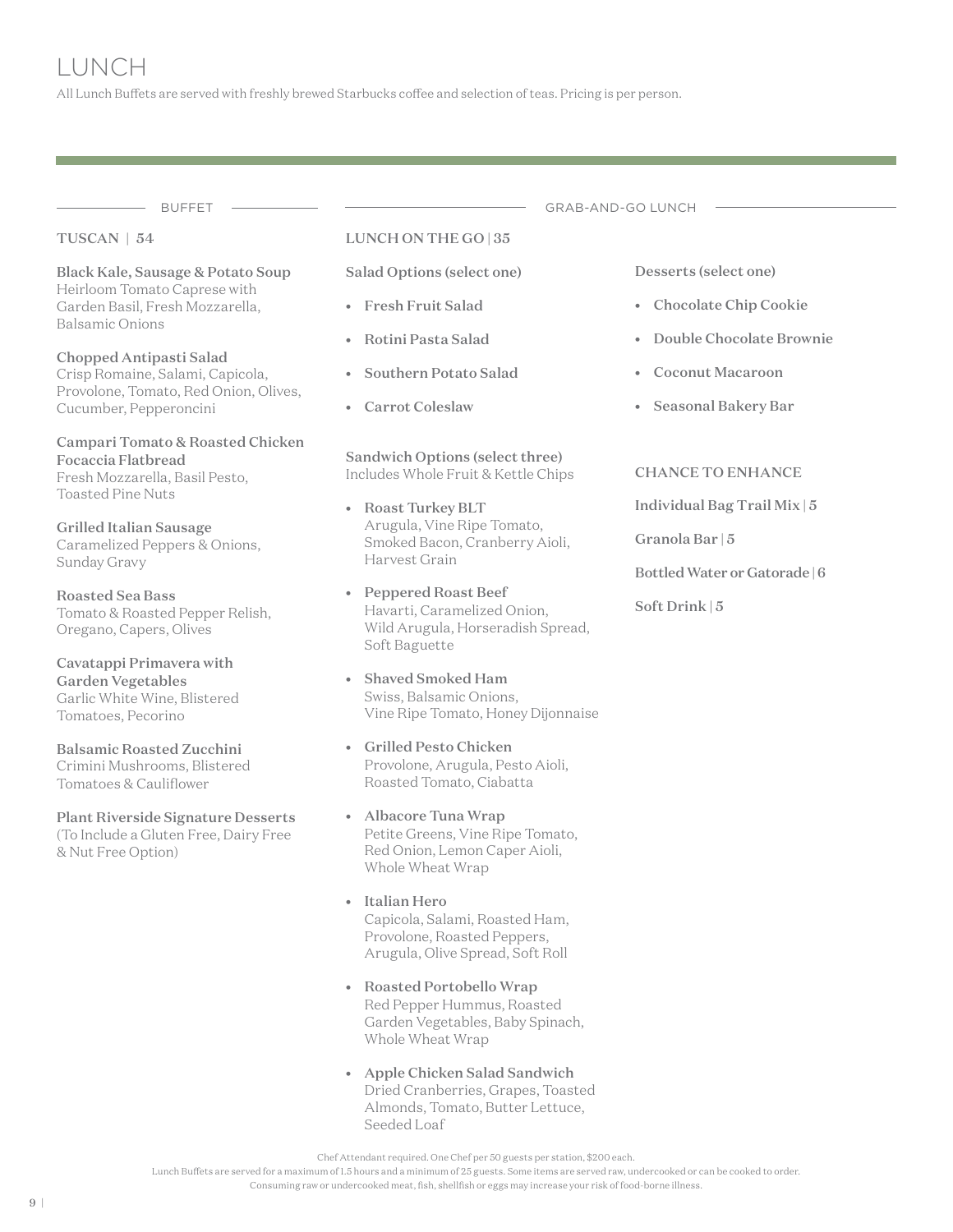# LUNCH

All Lunch Buffets are served with freshly brewed Starbucks coffee and selection of teas. Pricing is per person.

## BUFFET

### TUSCAN | 54

**Black Kale, Sausage & Potato Soup**
Heirloom Tomato Caprese with Garden Basil, Fresh Mozzarella, Balsamic Onions

**Chopped Antipasti Salad**
Crisp Romaine, Salami, Capicola, Provolone, Tomato, Red Onion, Olives, Cucumber, Pepperoncini

**Campari Tomato & Roasted Chicken Focaccia Flatbread**
Fresh Mozzarella, Basil Pesto, Toasted Pine Nuts

**Grilled Italian Sausage**
Caramelized Peppers & Onions, Sunday Gravy

**Roasted Sea Bass**
Tomato & Roasted Pepper Relish, Oregano, Capers, Olives

**Cavatappi Primavera with Garden Vegetables**
Garlic White Wine, Blistered Tomatoes, Pecorino

**Balsamic Roasted Zucchini**
Crimini Mushrooms, Blistered Tomatoes & Cauliflower

**Plant Riverside Signature Desserts**
(To Include a Gluten Free, Dairy Free & Nut Free Option)

## GRAB-AND-GO LUNCH

### LUNCH ON THE GO | 35

**Salad Options (select one)**

- **Fresh Fruit Salad**
- **Rotini Pasta Salad**
- **Southern Potato Salad**
- **Carrot Coleslaw**

**Sandwich Options (select three)**
Includes Whole Fruit & Kettle Chips

- **Roast Turkey BLT**
  Arugula, Vine Ripe Tomato, Smoked Bacon, Cranberry Aioli, Harvest Grain
- **Peppered Roast Beef**
  Havarti, Caramelized Onion, Wild Arugula, Horseradish Spread, Soft Baguette
- **Shaved Smoked Ham**
  Swiss, Balsamic Onions, Vine Ripe Tomato, Honey Dijonnaise
- **Grilled Pesto Chicken**
  Provolone, Arugula, Pesto Aioli, Roasted Tomato, Ciabatta
- **Albacore Tuna Wrap**
  Petite Greens, Vine Ripe Tomato, Red Onion, Lemon Caper Aioli, Whole Wheat Wrap
- **Italian Hero**
  Capicola, Salami, Roasted Ham, Provolone, Roasted Peppers, Arugula, Olive Spread, Soft Roll
- **Roasted Portobello Wrap**
  Red Pepper Hummus, Roasted Garden Vegetables, Baby Spinach, Whole Wheat Wrap
- **Apple Chicken Salad Sandwich**
  Dried Cranberries, Grapes, Toasted Almonds, Tomato, Butter Lettuce, Seeded Loaf

**Desserts (select one)**

- **Chocolate Chip Cookie**
- **Double Chocolate Brownie**
- **Coconut Macaroon**
- **Seasonal Bakery Bar**

### CHANCE TO ENHANCE

**Individual Bag Trail Mix | 5**

**Granola Bar | 5**

**Bottled Water or Gatorade | 6**

**Soft Drink | 5**

Chef Attendant required. One Chef per 50 guests per station, $200 each.
Lunch Buffets are served for a maximum of 1.5 hours and a minimum of 25 guests. Some items are served raw, undercooked or can be cooked to order.
Consuming raw or undercooked meat, fish, shellfish or eggs may increase your risk of food-borne illness.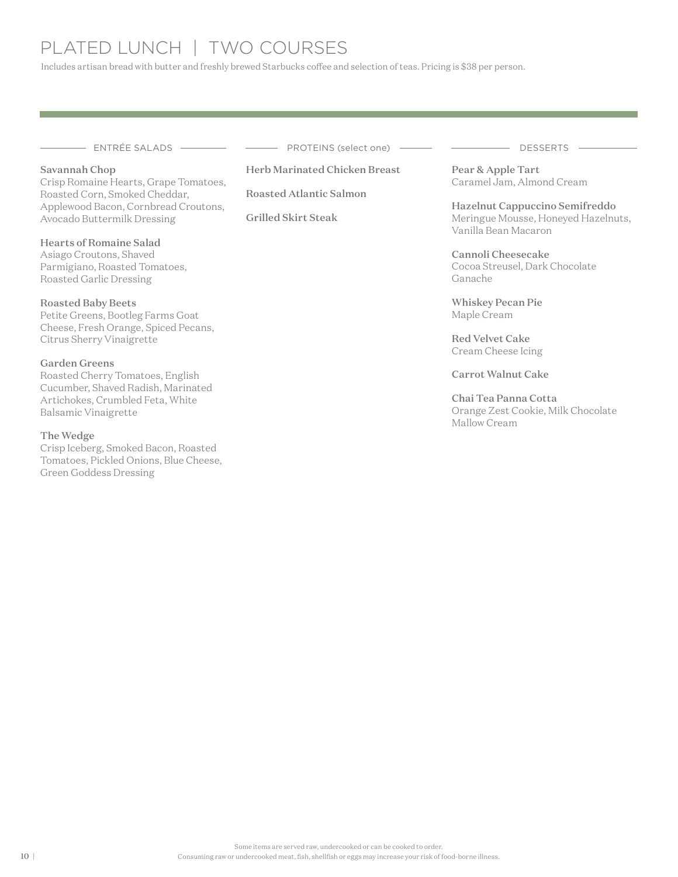# PLATED LUNCH | TWO COURSES

Includes artisan bread with butter and freshly brewed Starbucks coffee and selection of teas. Pricing is $38 per person.

## ENTRÉE SALADS

**Savannah Chop**
Crisp Romaine Hearts, Grape Tomatoes, Roasted Corn, Smoked Cheddar, Applewood Bacon, Cornbread Croutons, Avocado Buttermilk Dressing

**Hearts of Romaine Salad**
Asiago Croutons, Shaved Parmigiano, Roasted Tomatoes, Roasted Garlic Dressing

**Roasted Baby Beets**
Petite Greens, Bootleg Farms Goat Cheese, Fresh Orange, Spiced Pecans, Citrus Sherry Vinaigrette

**Garden Greens**
Roasted Cherry Tomatoes, English Cucumber, Shaved Radish, Marinated Artichokes, Crumbled Feta, White Balsamic Vinaigrette

**The Wedge**
Crisp Iceberg, Smoked Bacon, Roasted Tomatoes, Pickled Onions, Blue Cheese, Green Goddess Dressing

## PROTEINS (select one)

**Herb Marinated Chicken Breast**

**Roasted Atlantic Salmon**

**Grilled Skirt Steak**

## DESSERTS

**Pear & Apple Tart**
Caramel Jam, Almond Cream

**Hazelnut Cappuccino Semifreddo**
Meringue Mousse, Honeyed Hazelnuts, Vanilla Bean Macaron

**Cannoli Cheesecake**
Cocoa Streusel, Dark Chocolate Ganache

**Whiskey Pecan Pie**
Maple Cream

**Red Velvet Cake**
Cream Cheese Icing

**Carrot Walnut Cake**

**Chai Tea Panna Cotta**
Orange Zest Cookie, Milk Chocolate Mallow Cream

Some items are served raw, undercooked or can be cooked to order.
Consuming raw or undercooked meat, fish, shellfish or eggs may increase your risk of food-borne illness.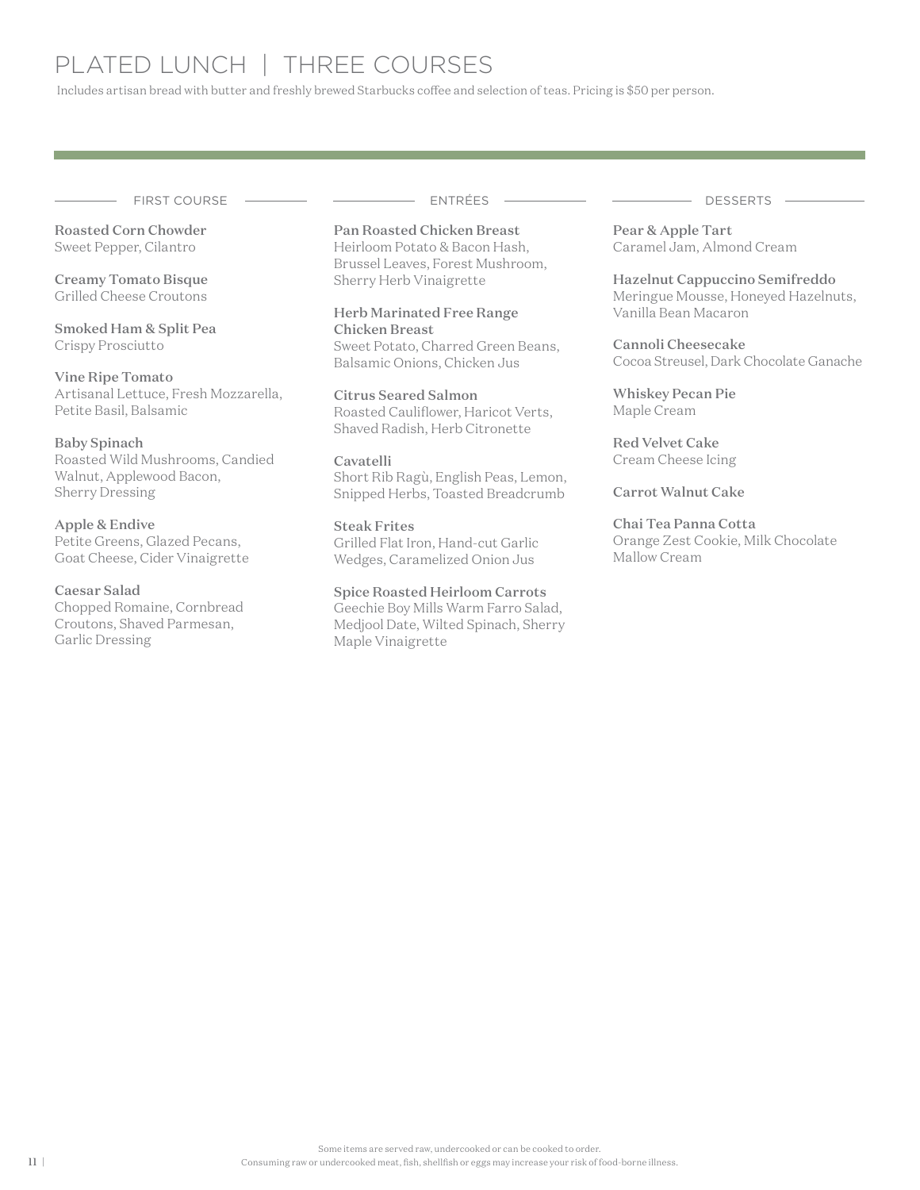# PLATED LUNCH | THREE COURSES

Includes artisan bread with butter and freshly brewed Starbucks coffee and selection of teas. Pricing is $50 per person.

## FIRST COURSE

**Roasted Corn Chowder**
Sweet Pepper, Cilantro

**Creamy Tomato Bisque**
Grilled Cheese Croutons

**Smoked Ham & Split Pea**
Crispy Prosciutto

**Vine Ripe Tomato**
Artisanal Lettuce, Fresh Mozzarella, Petite Basil, Balsamic

**Baby Spinach**
Roasted Wild Mushrooms, Candied Walnut, Applewood Bacon, Sherry Dressing

**Apple & Endive**
Petite Greens, Glazed Pecans, Goat Cheese, Cider Vinaigrette

**Caesar Salad**
Chopped Romaine, Cornbread Croutons, Shaved Parmesan, Garlic Dressing

## ENTRÉES

**Pan Roasted Chicken Breast**
Heirloom Potato & Bacon Hash, Brussel Leaves, Forest Mushroom, Sherry Herb Vinaigrette

**Herb Marinated Free Range Chicken Breast**
Sweet Potato, Charred Green Beans, Balsamic Onions, Chicken Jus

**Citrus Seared Salmon**
Roasted Cauliflower, Haricot Verts, Shaved Radish, Herb Citronette

**Cavatelli**
Short Rib Ragù, English Peas, Lemon, Snipped Herbs, Toasted Breadcrumb

**Steak Frites**
Grilled Flat Iron, Hand-cut Garlic Wedges, Caramelized Onion Jus

**Spice Roasted Heirloom Carrots**
Geechie Boy Mills Warm Farro Salad, Medjool Date, Wilted Spinach, Sherry Maple Vinaigrette

## DESSERTS

**Pear & Apple Tart**
Caramel Jam, Almond Cream

**Hazelnut Cappuccino Semifreddo**
Meringue Mousse, Honeyed Hazelnuts, Vanilla Bean Macaron

**Cannoli Cheesecake**
Cocoa Streusel, Dark Chocolate Ganache

**Whiskey Pecan Pie**
Maple Cream

**Red Velvet Cake**
Cream Cheese Icing

**Carrot Walnut Cake**

**Chai Tea Panna Cotta**
Orange Zest Cookie, Milk Chocolate Mallow Cream

Some items are served raw, undercooked or can be cooked to order.
Consuming raw or undercooked meat, fish, shellfish or eggs may increase your risk of food-borne illness.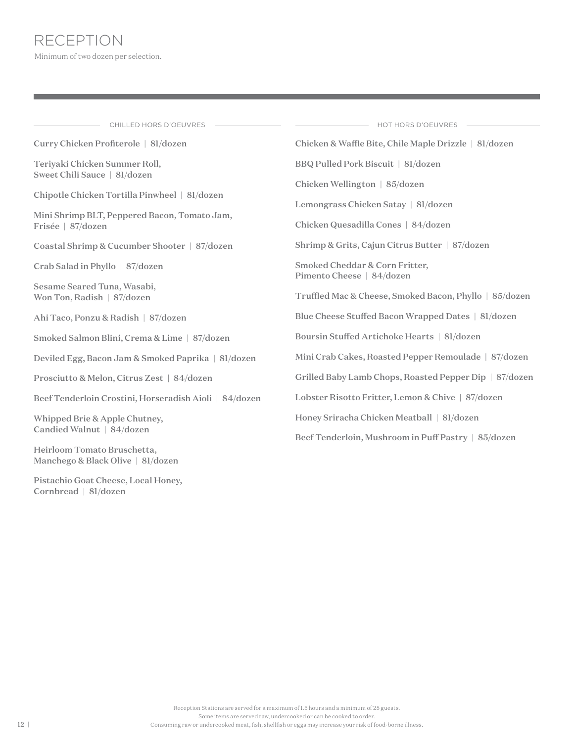# RECEPTION

Minimum of two dozen per selection.

## CHILLED HORS D'OEUVRES

Curry Chicken Profiterole | 81/dozen

Teriyaki Chicken Summer Roll, Sweet Chili Sauce | 81/dozen

Chipotle Chicken Tortilla Pinwheel | 81/dozen

Mini Shrimp BLT, Peppered Bacon, Tomato Jam, Frisée | 87/dozen

Coastal Shrimp & Cucumber Shooter | 87/dozen

Crab Salad in Phyllo | 87/dozen

Sesame Seared Tuna, Wasabi, Won Ton, Radish | 87/dozen

Ahi Taco, Ponzu & Radish | 87/dozen

Smoked Salmon Blini, Crema & Lime | 87/dozen

Deviled Egg, Bacon Jam & Smoked Paprika | 81/dozen

Prosciutto & Melon, Citrus Zest | 84/dozen

Beef Tenderloin Crostini, Horseradish Aioli | 84/dozen

Whipped Brie & Apple Chutney, Candied Walnut | 84/dozen

Heirloom Tomato Bruschetta, Manchego & Black Olive | 81/dozen

Pistachio Goat Cheese, Local Honey, Cornbread | 81/dozen

## HOT HORS D'OEUVRES

Chicken & Waffle Bite, Chile Maple Drizzle | 81/dozen

BBQ Pulled Pork Biscuit | 81/dozen

Chicken Wellington | 85/dozen

Lemongrass Chicken Satay | 81/dozen

Chicken Quesadilla Cones | 84/dozen

Shrimp & Grits, Cajun Citrus Butter | 87/dozen

Smoked Cheddar & Corn Fritter, Pimento Cheese | 84/dozen

Truffled Mac & Cheese, Smoked Bacon, Phyllo | 85/dozen

Blue Cheese Stuffed Bacon Wrapped Dates | 81/dozen

Boursin Stuffed Artichoke Hearts | 81/dozen

Mini Crab Cakes, Roasted Pepper Remoulade | 87/dozen

Grilled Baby Lamb Chops, Roasted Pepper Dip | 87/dozen

Lobster Risotto Fritter, Lemon & Chive | 87/dozen

Honey Sriracha Chicken Meatball | 81/dozen

Beef Tenderloin, Mushroom in Puff Pastry | 85/dozen

Reception Stations are served for a maximum of 1.5 hours and a minimum of 25 guests.
Some items are served raw, undercooked or can be cooked to order.
Consuming raw or undercooked meat, fish, shellfish or eggs may increase your risk of food-borne illness.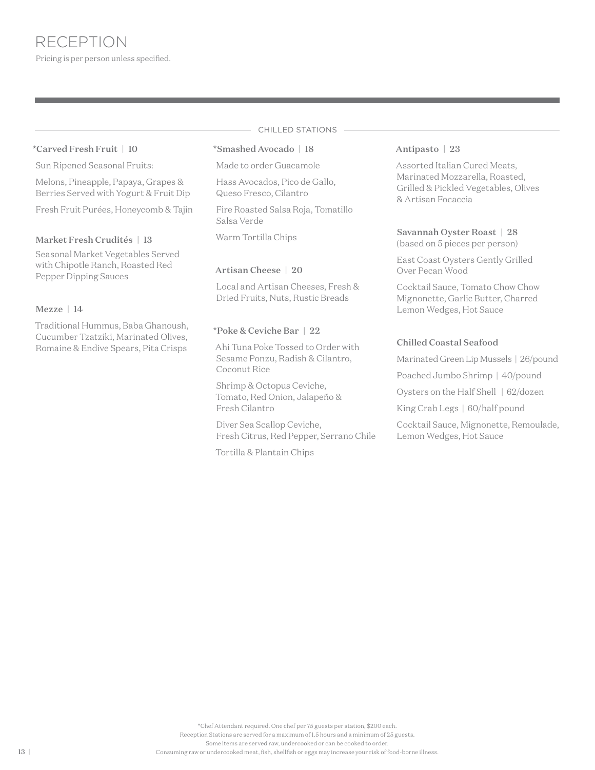# RECEPTION

Pricing is per person unless specified.

## CHILLED STATIONS

### *Carved Fresh Fruit | 10

Sun Ripened Seasonal Fruits:

Melons, Pineapple, Papaya, Grapes & Berries Served with Yogurt & Fruit Dip

Fresh Fruit Purées, Honeycomb & Tajin

### Market Fresh Crudités | 13

Seasonal Market Vegetables Served with Chipotle Ranch, Roasted Red Pepper Dipping Sauces

### Mezze | 14

Traditional Hummus, Baba Ghanoush, Cucumber Tzatziki, Marinated Olives, Romaine & Endive Spears, Pita Crisps

### *Smashed Avocado | 18

Made to order Guacamole

Hass Avocados, Pico de Gallo, Queso Fresco, Cilantro

Fire Roasted Salsa Roja, Tomatillo Salsa Verde

Warm Tortilla Chips

### Artisan Cheese | 20

Local and Artisan Cheeses, Fresh & Dried Fruits, Nuts, Rustic Breads

### *Poke & Ceviche Bar | 22

Ahi Tuna Poke Tossed to Order with Sesame Ponzu, Radish & Cilantro, Coconut Rice

Shrimp & Octopus Ceviche, Tomato, Red Onion, Jalapeño & Fresh Cilantro

Diver Sea Scallop Ceviche, Fresh Citrus, Red Pepper, Serrano Chile

Tortilla & Plantain Chips

### Antipasto | 23

Assorted Italian Cured Meats, Marinated Mozzarella, Roasted, Grilled & Pickled Vegetables, Olives & Artisan Focaccia

### Savannah Oyster Roast | 28

(based on 5 pieces per person)

East Coast Oysters Gently Grilled Over Pecan Wood

Cocktail Sauce, Tomato Chow Chow Mignonette, Garlic Butter, Charred Lemon Wedges, Hot Sauce

### Chilled Coastal Seafood

Marinated Green Lip Mussels | 26/pound

Poached Jumbo Shrimp | 40/pound

Oysters on the Half Shell | 62/dozen

King Crab Legs | 60/half pound

Cocktail Sauce, Mignonette, Remoulade, Lemon Wedges, Hot Sauce

*Chef Attendant required. One chef per 75 guests per station, $200 each.
Reception Stations are served for a maximum of 1.5 hours and a minimum of 25 guests.
Some items are served raw, undercooked or can be cooked to order.
Consuming raw or undercooked meat, fish, shellfish or eggs may increase your risk of food-borne illness.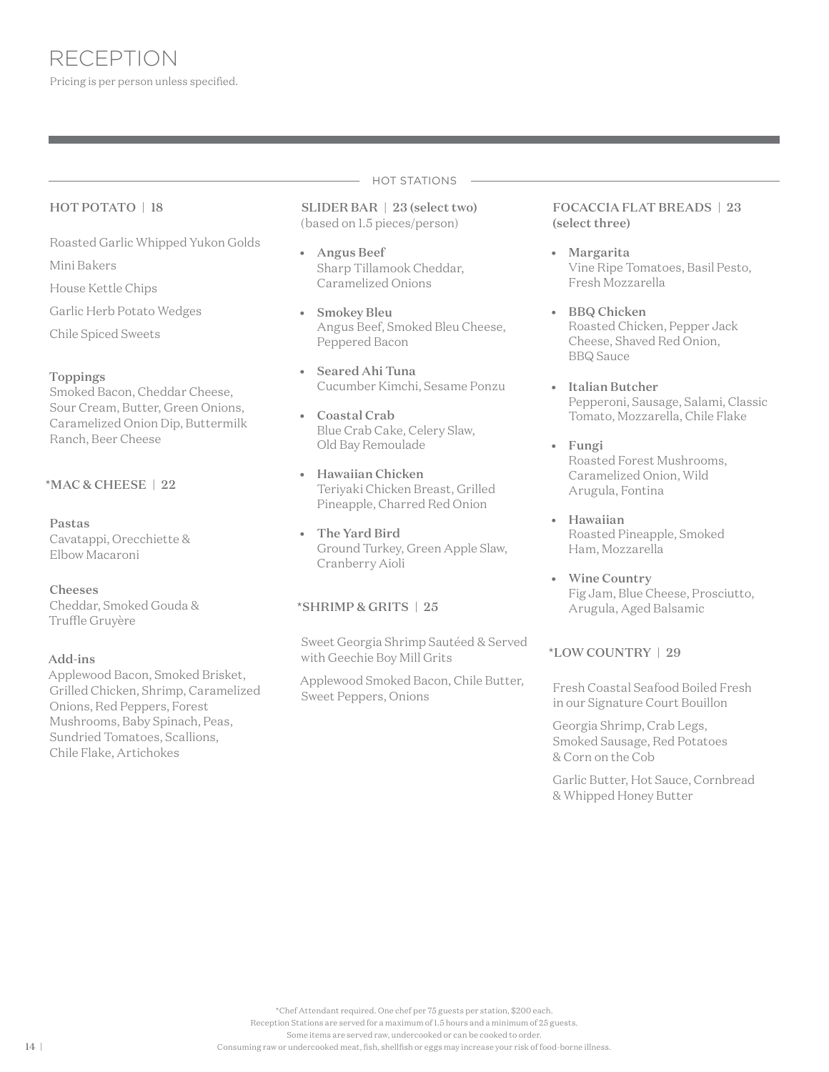# RECEPTION

Pricing is per person unless specified.

## HOT STATIONS

### HOT POTATO | 18

Roasted Garlic Whipped Yukon Golds

Mini Bakers

House Kettle Chips

Garlic Herb Potato Wedges

Chile Spiced Sweets

**Toppings**
Smoked Bacon, Cheddar Cheese, Sour Cream, Butter, Green Onions, Caramelized Onion Dip, Buttermilk Ranch, Beer Cheese

### *MAC & CHEESE | 22

**Pastas**
Cavatappi, Orecchiette & Elbow Macaroni

**Cheeses**
Cheddar, Smoked Gouda & Truffle Gruyère

**Add-ins**
Applewood Bacon, Smoked Brisket, Grilled Chicken, Shrimp, Caramelized Onions, Red Peppers, Forest Mushrooms, Baby Spinach, Peas, Sundried Tomatoes, Scallions, Chile Flake, Artichokes

### SLIDER BAR | 23 (select two)

(based on 1.5 pieces/person)

- **Angus Beef**
  Sharp Tillamook Cheddar, Caramelized Onions
- **Smokey Bleu**
  Angus Beef, Smoked Bleu Cheese, Peppered Bacon
- **Seared Ahi Tuna**
  Cucumber Kimchi, Sesame Ponzu
- **Coastal Crab**
  Blue Crab Cake, Celery Slaw, Old Bay Remoulade
- **Hawaiian Chicken**
  Teriyaki Chicken Breast, Grilled Pineapple, Charred Red Onion
- **The Yard Bird**
  Ground Turkey, Green Apple Slaw, Cranberry Aioli

### *SHRIMP & GRITS | 25

Sweet Georgia Shrimp Sautéed & Served with Geechie Boy Mill Grits

Applewood Smoked Bacon, Chile Butter, Sweet Peppers, Onions

### FOCACCIA FLAT BREADS | 23 (select three)

- **Margarita**
  Vine Ripe Tomatoes, Basil Pesto, Fresh Mozzarella
- **BBQ Chicken**
  Roasted Chicken, Pepper Jack Cheese, Shaved Red Onion, BBQ Sauce
- **Italian Butcher**
  Pepperoni, Sausage, Salami, Classic Tomato, Mozzarella, Chile Flake
- **Fungi**
  Roasted Forest Mushrooms, Caramelized Onion, Wild Arugula, Fontina
- **Hawaiian**
  Roasted Pineapple, Smoked Ham, Mozzarella
- **Wine Country**
  Fig Jam, Blue Cheese, Prosciutto, Arugula, Aged Balsamic

### *LOW COUNTRY | 29

Fresh Coastal Seafood Boiled Fresh in our Signature Court Bouillon

Georgia Shrimp, Crab Legs, Smoked Sausage, Red Potatoes & Corn on the Cob

Garlic Butter, Hot Sauce, Cornbread & Whipped Honey Butter

*Chef Attendant required. One chef per 75 guests per station, $200 each.
Reception Stations are served for a maximum of 1.5 hours and a minimum of 25 guests.
Some items are served raw, undercooked or can be cooked to order.
Consuming raw or undercooked meat, fish, shellfish or eggs may increase your risk of food-borne illness.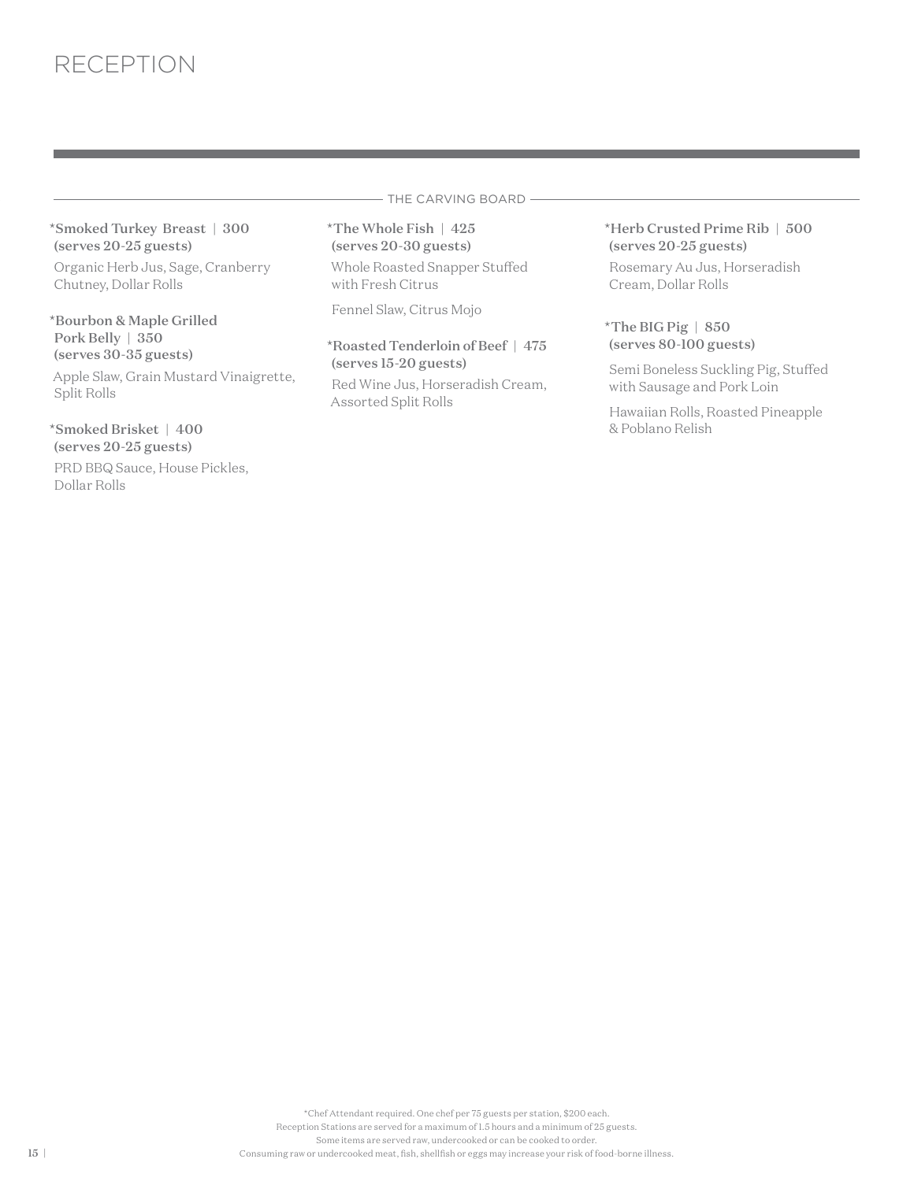# RECEPTION

## THE CARVING BOARD

**\*Smoked Turkey Breast | 300**
**(serves 20-25 guests)**

Organic Herb Jus, Sage, Cranberry Chutney, Dollar Rolls

**\*Bourbon & Maple Grilled Pork Belly | 350**
**(serves 30-35 guests)**

Apple Slaw, Grain Mustard Vinaigrette, Split Rolls

**\*Smoked Brisket | 400**
**(serves 20-25 guests)**

PRD BBQ Sauce, House Pickles, Dollar Rolls

**\*The Whole Fish | 425**
**(serves 20-30 guests)**

Whole Roasted Snapper Stuffed with Fresh Citrus

Fennel Slaw, Citrus Mojo

**\*Roasted Tenderloin of Beef | 475**
**(serves 15-20 guests)**

Red Wine Jus, Horseradish Cream, Assorted Split Rolls

**\*Herb Crusted Prime Rib | 500**
**(serves 20-25 guests)**

Rosemary Au Jus, Horseradish Cream, Dollar Rolls

**\*The BIG Pig | 850**
**(serves 80-100 guests)**

Semi Boneless Suckling Pig, Stuffed with Sausage and Pork Loin

Hawaiian Rolls, Roasted Pineapple & Poblano Relish

*Chef Attendant required. One chef per 75 guests per station, $200 each.
Reception Stations are served for a maximum of 1.5 hours and a minimum of 25 guests.
Some items are served raw, undercooked or can be cooked to order.
Consuming raw or undercooked meat, fish, shellfish or eggs may increase your risk of food-borne illness.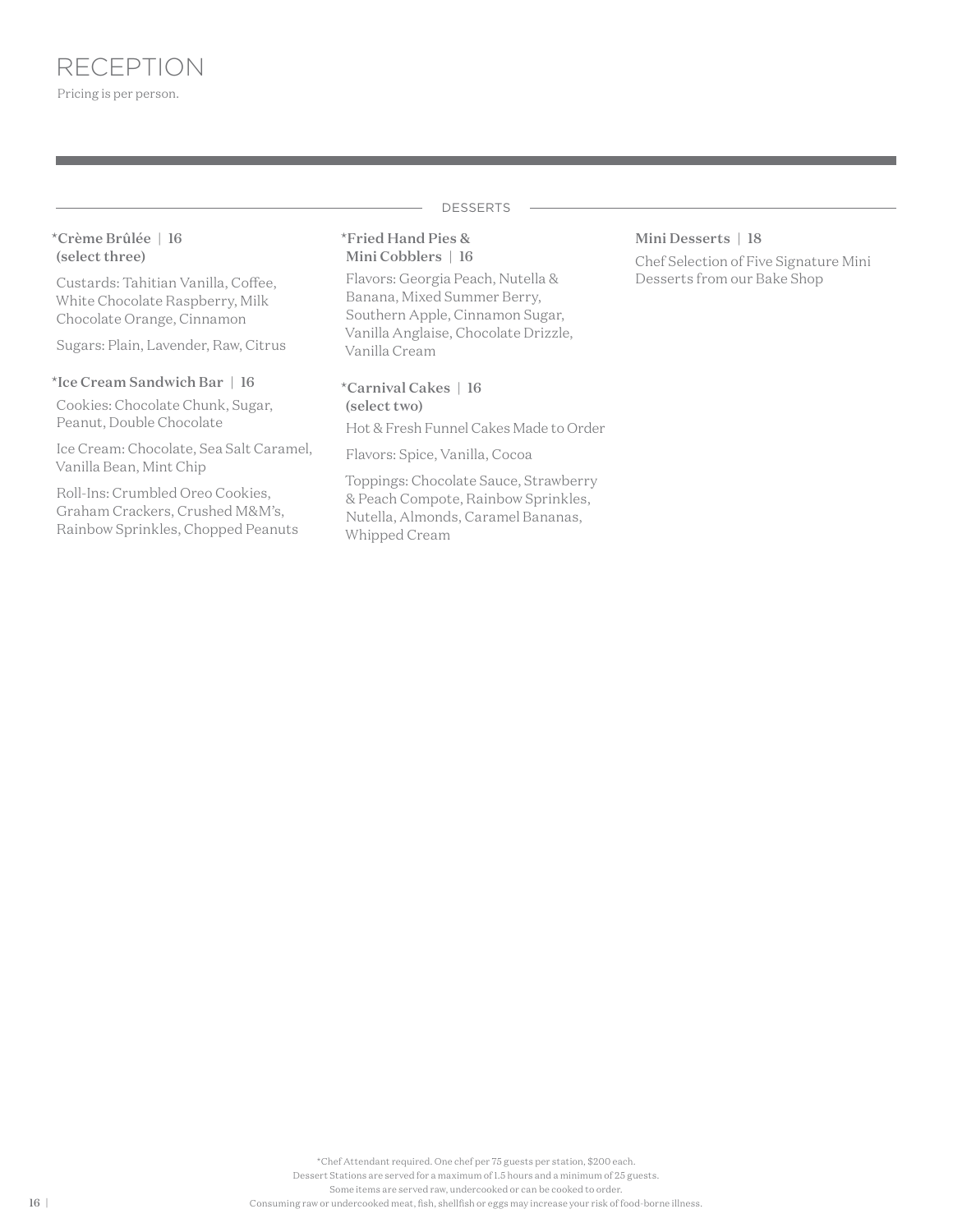# RECEPTION

Pricing is per person.

## DESSERTS

**\*Crème Brûlée | 16 (select three)**

Custards: Tahitian Vanilla, Coffee, White Chocolate Raspberry, Milk Chocolate Orange, Cinnamon

Sugars: Plain, Lavender, Raw, Citrus

**\*Ice Cream Sandwich Bar | 16**

Cookies: Chocolate Chunk, Sugar, Peanut, Double Chocolate

Ice Cream: Chocolate, Sea Salt Caramel, Vanilla Bean, Mint Chip

Roll-Ins: Crumbled Oreo Cookies, Graham Crackers, Crushed M&M's, Rainbow Sprinkles, Chopped Peanuts

**\*Fried Hand Pies & Mini Cobblers | 16**

Flavors: Georgia Peach, Nutella & Banana, Mixed Summer Berry, Southern Apple, Cinnamon Sugar, Vanilla Anglaise, Chocolate Drizzle, Vanilla Cream

**\*Carnival Cakes | 16 (select two)**

Hot & Fresh Funnel Cakes Made to Order

Flavors: Spice, Vanilla, Cocoa

Toppings: Chocolate Sauce, Strawberry & Peach Compote, Rainbow Sprinkles, Nutella, Almonds, Caramel Bananas, Whipped Cream

**Mini Desserts | 18**

Chef Selection of Five Signature Mini Desserts from our Bake Shop

\*Chef Attendant required. One chef per 75 guests per station, $200 each.
Dessert Stations are served for a maximum of 1.5 hours and a minimum of 25 guests.
Some items are served raw, undercooked or can be cooked to order.
Consuming raw or undercooked meat, fish, shellfish or eggs may increase your risk of food-borne illness.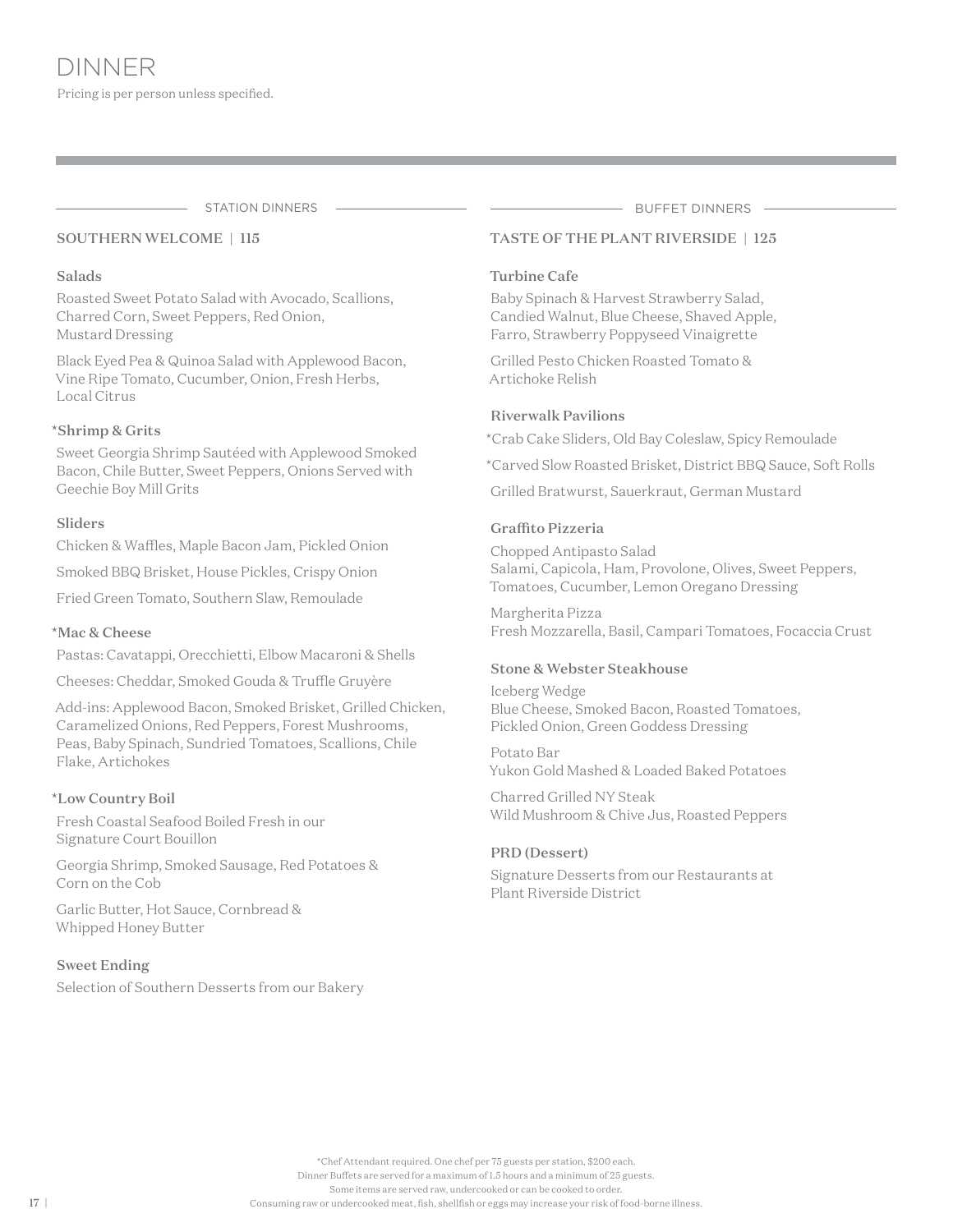# DINNER

Pricing is per person unless specified.

## STATION DINNERS

### SOUTHERN WELCOME | 115

**Salads**

Roasted Sweet Potato Salad with Avocado, Scallions, Charred Corn, Sweet Peppers, Red Onion, Mustard Dressing

Black Eyed Pea & Quinoa Salad with Applewood Bacon, Vine Ripe Tomato, Cucumber, Onion, Fresh Herbs, Local Citrus

**\*Shrimp & Grits**

Sweet Georgia Shrimp Sautéed with Applewood Smoked Bacon, Chile Butter, Sweet Peppers, Onions Served with Geechie Boy Mill Grits

**Sliders**

Chicken & Waffles, Maple Bacon Jam, Pickled Onion

Smoked BBQ Brisket, House Pickles, Crispy Onion

Fried Green Tomato, Southern Slaw, Remoulade

**\*Mac & Cheese**

Pastas: Cavatappi, Orecchietti, Elbow Macaroni & Shells

Cheeses: Cheddar, Smoked Gouda & Truffle Gruyère

Add-ins: Applewood Bacon, Smoked Brisket, Grilled Chicken, Caramelized Onions, Red Peppers, Forest Mushrooms, Peas, Baby Spinach, Sundried Tomatoes, Scallions, Chile Flake, Artichokes

**\*Low Country Boil**

Fresh Coastal Seafood Boiled Fresh in our Signature Court Bouillon

Georgia Shrimp, Smoked Sausage, Red Potatoes & Corn on the Cob

Garlic Butter, Hot Sauce, Cornbread & Whipped Honey Butter

**Sweet Ending**

Selection of Southern Desserts from our Bakery

## BUFFET DINNERS

### TASTE OF THE PLANT RIVERSIDE | 125

**Turbine Cafe**

Baby Spinach & Harvest Strawberry Salad, Candied Walnut, Blue Cheese, Shaved Apple, Farro, Strawberry Poppyseed Vinaigrette

Grilled Pesto Chicken Roasted Tomato & Artichoke Relish

**Riverwalk Pavilions**

\*Crab Cake Sliders, Old Bay Coleslaw, Spicy Remoulade

\*Carved Slow Roasted Brisket, District BBQ Sauce, Soft Rolls

Grilled Bratwurst, Sauerkraut, German Mustard

**Graffito Pizzeria**

Chopped Antipasto Salad
Salami, Capicola, Ham, Provolone, Olives, Sweet Peppers, Tomatoes, Cucumber, Lemon Oregano Dressing

Margherita Pizza
Fresh Mozzarella, Basil, Campari Tomatoes, Focaccia Crust

**Stone & Webster Steakhouse**

Iceberg Wedge
Blue Cheese, Smoked Bacon, Roasted Tomatoes, Pickled Onion, Green Goddess Dressing

Potato Bar
Yukon Gold Mashed & Loaded Baked Potatoes

Charred Grilled NY Steak
Wild Mushroom & Chive Jus, Roasted Peppers

**PRD (Dessert)**

Signature Desserts from our Restaurants at Plant Riverside District

\*Chef Attendant required. One chef per 75 guests per station, $200 each.
Dinner Buffets are served for a maximum of 1.5 hours and a minimum of 25 guests.
Some items are served raw, undercooked or can be cooked to order.
Consuming raw or undercooked meat, fish, shellfish or eggs may increase your risk of food-borne illness.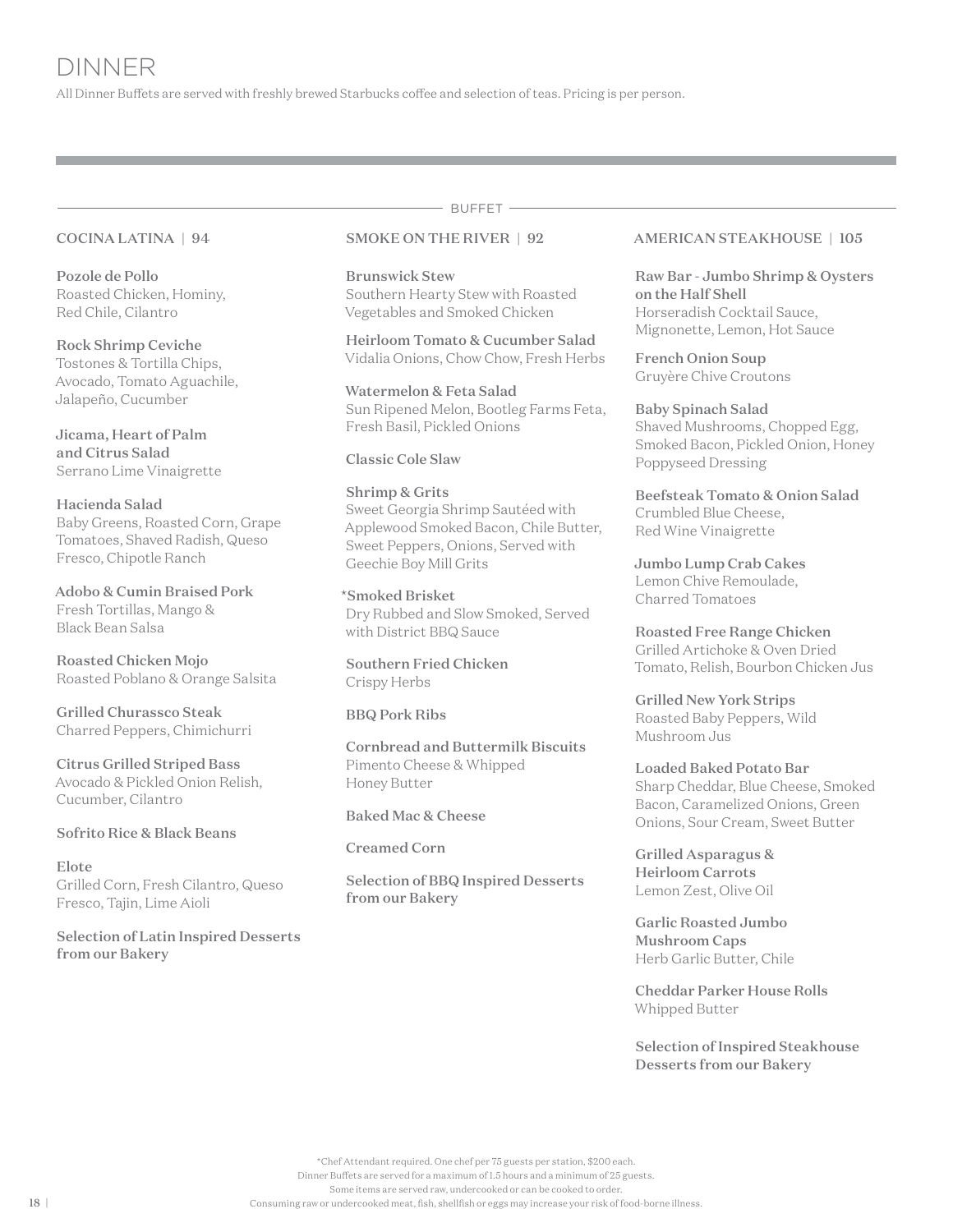# DINNER

All Dinner Buffets are served with freshly brewed Starbucks coffee and selection of teas. Pricing is per person.

## BUFFET

### COCINA LATINA | 94

**Pozole de Pollo**
Roasted Chicken, Hominy, Red Chile, Cilantro

**Rock Shrimp Ceviche**
Tostones & Tortilla Chips, Avocado, Tomato Aguachile, Jalapeño, Cucumber

**Jicama, Heart of Palm and Citrus Salad**
Serrano Lime Vinaigrette

**Hacienda Salad**
Baby Greens, Roasted Corn, Grape Tomatoes, Shaved Radish, Queso Fresco, Chipotle Ranch

**Adobo & Cumin Braised Pork**
Fresh Tortillas, Mango & Black Bean Salsa

**Roasted Chicken Mojo**
Roasted Poblano & Orange Salsita

**Grilled Churassco Steak**
Charred Peppers, Chimichurri

**Citrus Grilled Striped Bass**
Avocado & Pickled Onion Relish, Cucumber, Cilantro

**Sofrito Rice & Black Beans**

**Elote**
Grilled Corn, Fresh Cilantro, Queso Fresco, Tajin, Lime Aioli

**Selection of Latin Inspired Desserts from our Bakery**

### SMOKE ON THE RIVER | 92

**Brunswick Stew**
Southern Hearty Stew with Roasted Vegetables and Smoked Chicken

**Heirloom Tomato & Cucumber Salad**
Vidalia Onions, Chow Chow, Fresh Herbs

**Watermelon & Feta Salad**
Sun Ripened Melon, Bootleg Farms Feta, Fresh Basil, Pickled Onions

**Classic Cole Slaw**

**Shrimp & Grits**
Sweet Georgia Shrimp Sautéed with Applewood Smoked Bacon, Chile Butter, Sweet Peppers, Onions, Served with Geechie Boy Mill Grits

**\*Smoked Brisket**
Dry Rubbed and Slow Smoked, Served with District BBQ Sauce

**Southern Fried Chicken**
Crispy Herbs

**BBQ Pork Ribs**

**Cornbread and Buttermilk Biscuits**
Pimento Cheese & Whipped Honey Butter

**Baked Mac & Cheese**

**Creamed Corn**

**Selection of BBQ Inspired Desserts from our Bakery**

### AMERICAN STEAKHOUSE | 105

**Raw Bar - Jumbo Shrimp & Oysters on the Half Shell**
Horseradish Cocktail Sauce, Mignonette, Lemon, Hot Sauce

**French Onion Soup**
Gruyère Chive Croutons

**Baby Spinach Salad**
Shaved Mushrooms, Chopped Egg, Smoked Bacon, Pickled Onion, Honey Poppyseed Dressing

**Beefsteak Tomato & Onion Salad**
Crumbled Blue Cheese, Red Wine Vinaigrette

**Jumbo Lump Crab Cakes**
Lemon Chive Remoulade, Charred Tomatoes

**Roasted Free Range Chicken**
Grilled Artichoke & Oven Dried Tomato, Relish, Bourbon Chicken Jus

**Grilled New York Strips**
Roasted Baby Peppers, Wild Mushroom Jus

**Loaded Baked Potato Bar**
Sharp Cheddar, Blue Cheese, Smoked Bacon, Caramelized Onions, Green Onions, Sour Cream, Sweet Butter

**Grilled Asparagus & Heirloom Carrots**
Lemon Zest, Olive Oil

**Garlic Roasted Jumbo Mushroom Caps**
Herb Garlic Butter, Chile

**Cheddar Parker House Rolls**
Whipped Butter

**Selection of Inspired Steakhouse Desserts from our Bakery**

*Chef Attendant required. One chef per 75 guests per station, $200 each.
Dinner Buffets are served for a maximum of 1.5 hours and a minimum of 25 guests.
Some items are served raw, undercooked or can be cooked to order.
Consuming raw or undercooked meat, fish, shellfish or eggs may increase your risk of food-borne illness.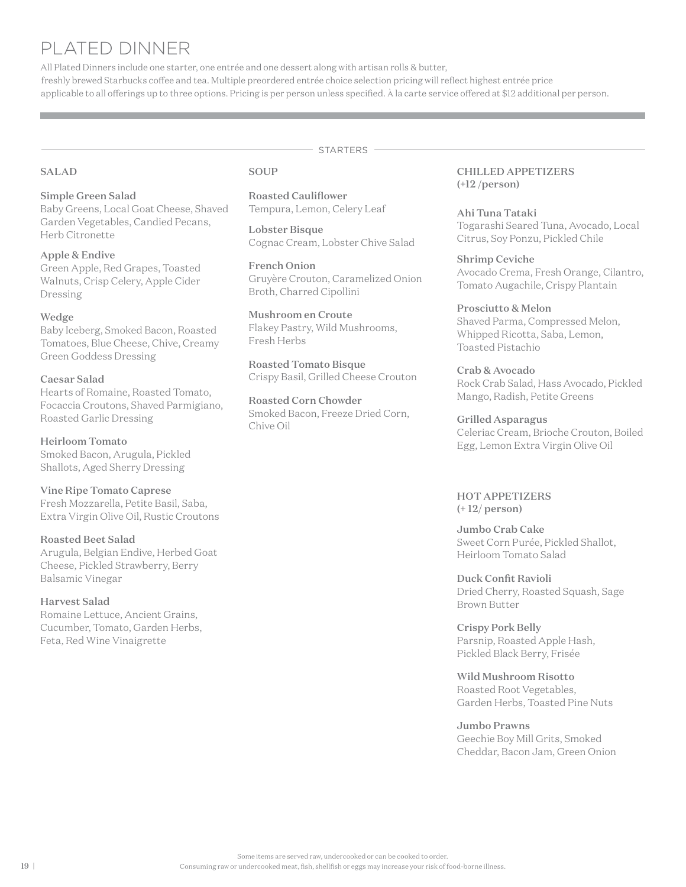# PLATED DINNER

All Plated Dinners include one starter, one entrée and one dessert along with artisan rolls & butter, freshly brewed Starbucks coffee and tea. Multiple preordered entrée choice selection pricing will reflect highest entrée price applicable to all offerings up to three options. Pricing is per person unless specified. À la carte service offered at $12 additional per person.

## STARTERS

### SALAD

**Simple Green Salad**
Baby Greens, Local Goat Cheese, Shaved Garden Vegetables, Candied Pecans, Herb Citronette

**Apple & Endive**
Green Apple, Red Grapes, Toasted Walnuts, Crisp Celery, Apple Cider Dressing

**Wedge**
Baby Iceberg, Smoked Bacon, Roasted Tomatoes, Blue Cheese, Chive, Creamy Green Goddess Dressing

**Caesar Salad**
Hearts of Romaine, Roasted Tomato, Focaccia Croutons, Shaved Parmigiano, Roasted Garlic Dressing

**Heirloom Tomato**
Smoked Bacon, Arugula, Pickled Shallots, Aged Sherry Dressing

**Vine Ripe Tomato Caprese**
Fresh Mozzarella, Petite Basil, Saba, Extra Virgin Olive Oil, Rustic Croutons

**Roasted Beet Salad**
Arugula, Belgian Endive, Herbed Goat Cheese, Pickled Strawberry, Berry Balsamic Vinegar

**Harvest Salad**
Romaine Lettuce, Ancient Grains, Cucumber, Tomato, Garden Herbs, Feta, Red Wine Vinaigrette

### SOUP

**Roasted Cauliflower**
Tempura, Lemon, Celery Leaf

**Lobster Bisque**
Cognac Cream, Lobster Chive Salad

**French Onion**
Gruyère Crouton, Caramelized Onion Broth, Charred Cipollini

**Mushroom en Croute**
Flakey Pastry, Wild Mushrooms, Fresh Herbs

**Roasted Tomato Bisque**
Crispy Basil, Grilled Cheese Crouton

**Roasted Corn Chowder**
Smoked Bacon, Freeze Dried Corn, Chive Oil

### CHILLED APPETIZERS (+12 /person)

**Ahi Tuna Tataki**
Togarashi Seared Tuna, Avocado, Local Citrus, Soy Ponzu, Pickled Chile

**Shrimp Ceviche**
Avocado Crema, Fresh Orange, Cilantro, Tomato Augachile, Crispy Plantain

**Prosciutto & Melon**
Shaved Parma, Compressed Melon, Whipped Ricotta, Saba, Lemon, Toasted Pistachio

**Crab & Avocado**
Rock Crab Salad, Hass Avocado, Pickled Mango, Radish, Petite Greens

**Grilled Asparagus**
Celeriac Cream, Brioche Crouton, Boiled Egg, Lemon Extra Virgin Olive Oil

### HOT APPETIZERS (+ 12/ person)

**Jumbo Crab Cake**
Sweet Corn Purée, Pickled Shallot, Heirloom Tomato Salad

**Duck Confit Ravioli**
Dried Cherry, Roasted Squash, Sage Brown Butter

**Crispy Pork Belly**
Parsnip, Roasted Apple Hash, Pickled Black Berry, Frisée

**Wild Mushroom Risotto**
Roasted Root Vegetables, Garden Herbs, Toasted Pine Nuts

**Jumbo Prawns**
Geechie Boy Mill Grits, Smoked Cheddar, Bacon Jam, Green Onion

Some items are served raw, undercooked or can be cooked to order.
Consuming raw or undercooked meat, fish, shellfish or eggs may increase your risk of food-borne illness.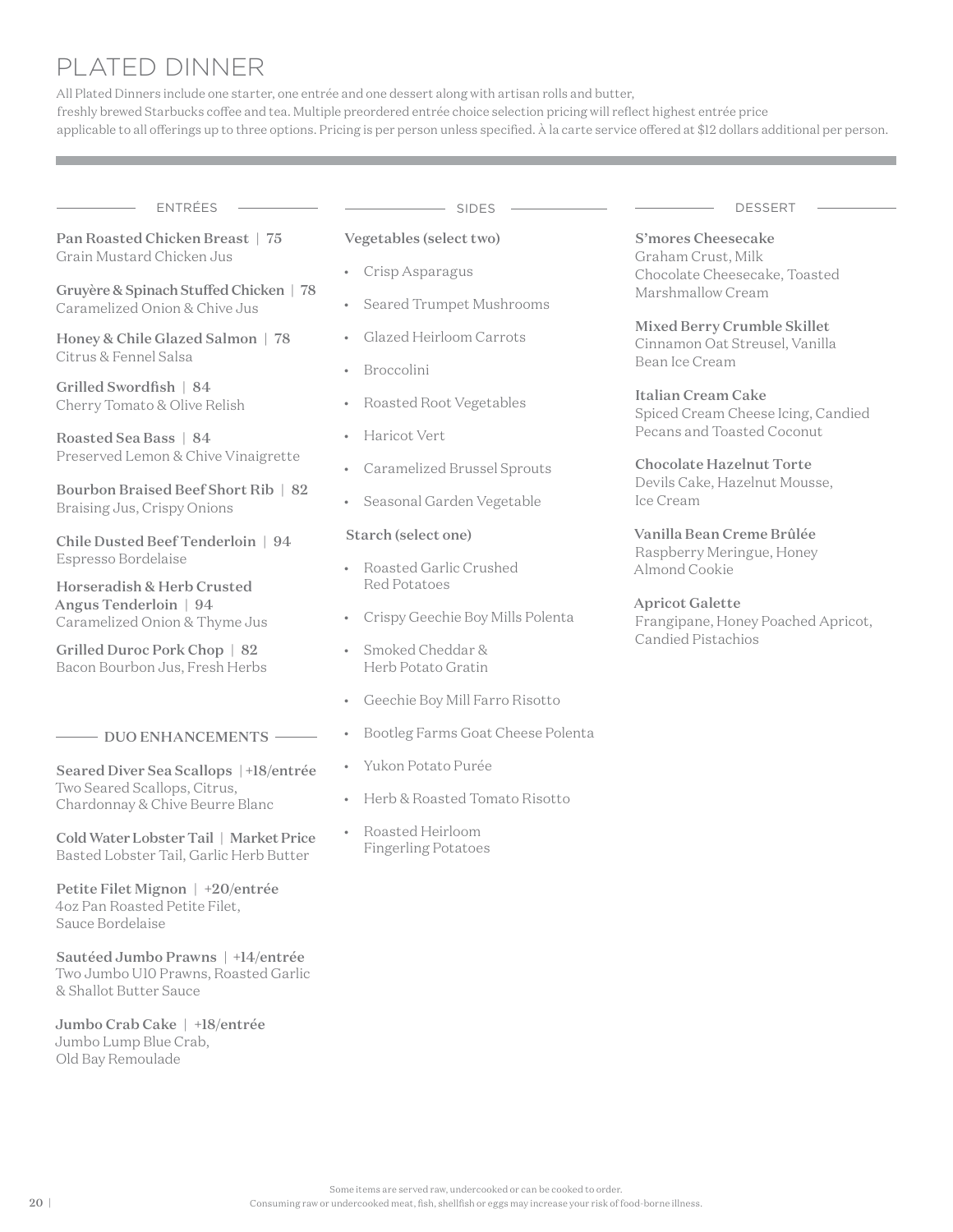# PLATED DINNER

All Plated Dinners include one starter, one entrée and one dessert along with artisan rolls and butter, freshly brewed Starbucks coffee and tea. Multiple preordered entrée choice selection pricing will reflect highest entrée price applicable to all offerings up to three options. Pricing is per person unless specified. À la carte service offered at $12 dollars additional per person.

## ENTRÉES

**Pan Roasted Chicken Breast | 75**
Grain Mustard Chicken Jus

**Gruyère & Spinach Stuffed Chicken | 78**
Caramelized Onion & Chive Jus

**Honey & Chile Glazed Salmon | 78**
Citrus & Fennel Salsa

**Grilled Swordfish | 84**
Cherry Tomato & Olive Relish

**Roasted Sea Bass | 84**
Preserved Lemon & Chive Vinaigrette

**Bourbon Braised Beef Short Rib | 82**
Braising Jus, Crispy Onions

**Chile Dusted Beef Tenderloin | 94**
Espresso Bordelaise

**Horseradish & Herb Crusted Angus Tenderloin | 94**
Caramelized Onion & Thyme Jus

**Grilled Duroc Pork Chop | 82**
Bacon Bourbon Jus, Fresh Herbs

## DUO ENHANCEMENTS

**Seared Diver Sea Scallops | +18/entrée**
Two Seared Scallops, Citrus, Chardonnay & Chive Beurre Blanc

**Cold Water Lobster Tail | Market Price**
Basted Lobster Tail, Garlic Herb Butter

**Petite Filet Mignon | +20/entrée**
4oz Pan Roasted Petite Filet, Sauce Bordelaise

**Sautéed Jumbo Prawns | +14/entrée**
Two Jumbo U10 Prawns, Roasted Garlic & Shallot Butter Sauce

**Jumbo Crab Cake | +18/entrée**
Jumbo Lump Blue Crab, Old Bay Remoulade

## SIDES

**Vegetables (select two)**

- Crisp Asparagus
- Seared Trumpet Mushrooms
- Glazed Heirloom Carrots
- Broccolini
- Roasted Root Vegetables
- Haricot Vert
- Caramelized Brussel Sprouts
- Seasonal Garden Vegetable

**Starch (select one)**

- Roasted Garlic Crushed Red Potatoes
- Crispy Geechie Boy Mills Polenta
- Smoked Cheddar & Herb Potato Gratin
- Geechie Boy Mill Farro Risotto
- Bootleg Farms Goat Cheese Polenta
- Yukon Potato Purée
- Herb & Roasted Tomato Risotto
- Roasted Heirloom Fingerling Potatoes

## DESSERT

**S'mores Cheesecake**
Graham Crust, Milk Chocolate Cheesecake, Toasted Marshmallow Cream

**Mixed Berry Crumble Skillet**
Cinnamon Oat Streusel, Vanilla Bean Ice Cream

**Italian Cream Cake**
Spiced Cream Cheese Icing, Candied Pecans and Toasted Coconut

**Chocolate Hazelnut Torte**
Devils Cake, Hazelnut Mousse, Ice Cream

**Vanilla Bean Creme Brûlée**
Raspberry Meringue, Honey Almond Cookie

**Apricot Galette**
Frangipane, Honey Poached Apricot, Candied Pistachios

Some items are served raw, undercooked or can be cooked to order.
Consuming raw or undercooked meat, fish, shellfish or eggs may increase your risk of food-borne illness.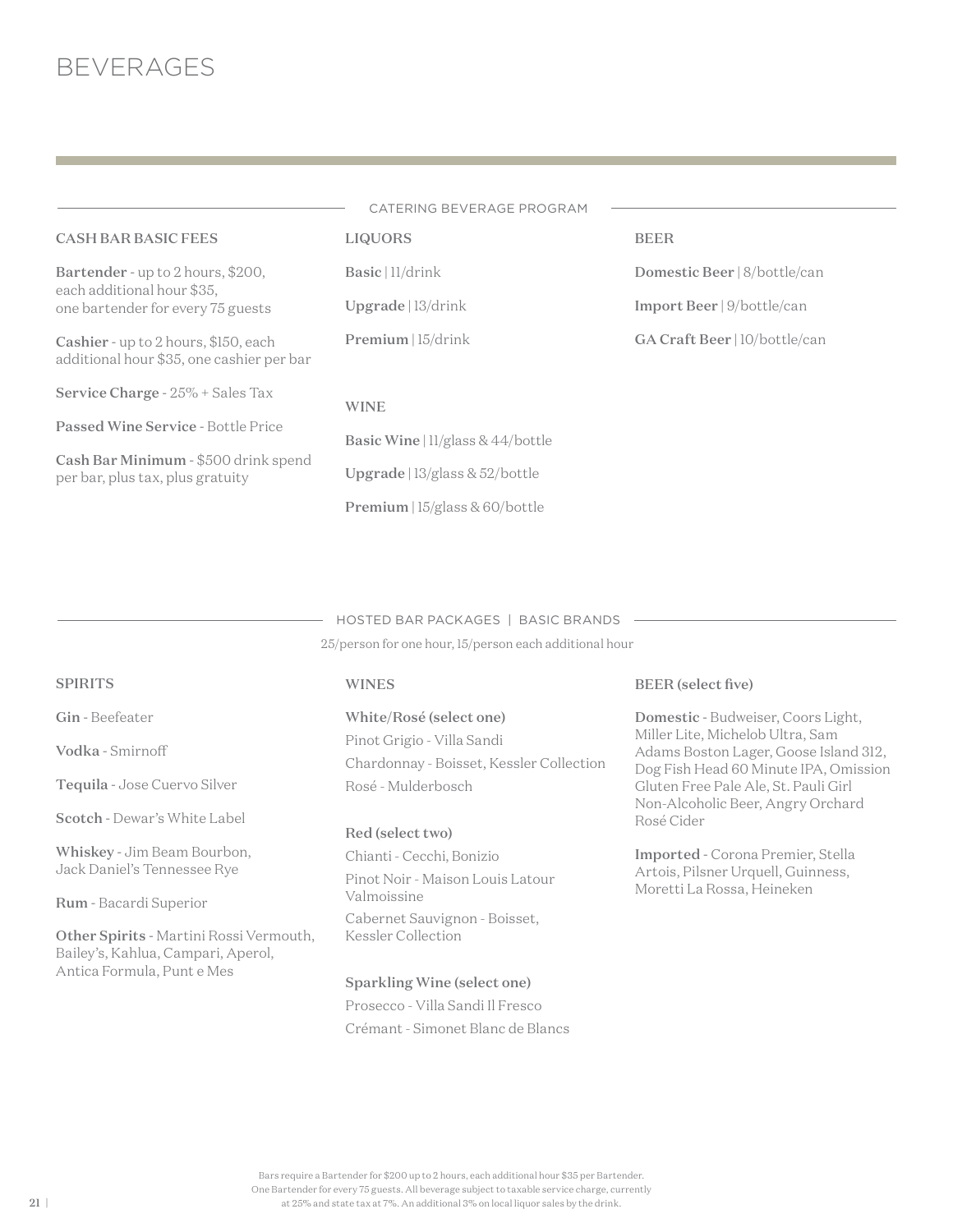# BEVERAGES

## CATERING BEVERAGE PROGRAM

### CASH BAR BASIC FEES

**Bartender** - up to 2 hours, $200, each additional hour $35, one bartender for every 75 guests

**Cashier** - up to 2 hours, $150, each additional hour $35, one cashier per bar

**Service Charge** - 25% + Sales Tax

**Passed Wine Service** - Bottle Price

**Cash Bar Minimum** - $500 drink spend per bar, plus tax, plus gratuity

### LIQUORS

**Basic** | 11/drink

**Upgrade** | 13/drink

**Premium** | 15/drink

### WINE

**Basic Wine** | 11/glass & 44/bottle

**Upgrade** | 13/glass & 52/bottle

**Premium** | 15/glass & 60/bottle

### BEER

**Domestic Beer** | 8/bottle/can

**Import Beer** | 9/bottle/can

**GA Craft Beer** | 10/bottle/can

## HOSTED BAR PACKAGES | BASIC BRANDS

25/person for one hour, 15/person each additional hour

### SPIRITS

**Gin** - Beefeater

**Vodka** - Smirnoff

**Tequila** - Jose Cuervo Silver

**Scotch** - Dewar's White Label

**Whiskey** - Jim Beam Bourbon, Jack Daniel's Tennessee Rye

**Rum** - Bacardi Superior

**Other Spirits** - Martini Rossi Vermouth, Bailey's, Kahlua, Campari, Aperol, Antica Formula, Punt e Mes

### WINES

**White/Rosé (select one)**

Pinot Grigio - Villa Sandi

Chardonnay - Boisset, Kessler Collection

Rosé - Mulderbosch

**Red (select two)**

Chianti - Cecchi, Bonizio

Pinot Noir - Maison Louis Latour Valmoissine

Cabernet Sauvignon - Boisset, Kessler Collection

**Sparkling Wine (select one)**

Prosecco - Villa Sandi Il Fresco

Crémant - Simonet Blanc de Blancs

### BEER (select five)

**Domestic** - Budweiser, Coors Light, Miller Lite, Michelob Ultra, Sam Adams Boston Lager, Goose Island 312, Dog Fish Head 60 Minute IPA, Omission Gluten Free Pale Ale, St. Pauli Girl Non-Alcoholic Beer, Angry Orchard Rosé Cider

**Imported** - Corona Premier, Stella Artois, Pilsner Urquell, Guinness, Moretti La Rossa, Heineken

Bars require a Bartender for $200 up to 2 hours, each additional hour $35 per Bartender. One Bartender for every 75 guests. All beverage subject to taxable service charge, currently at 25% and state tax at 7%. An additional 3% on local liquor sales by the drink.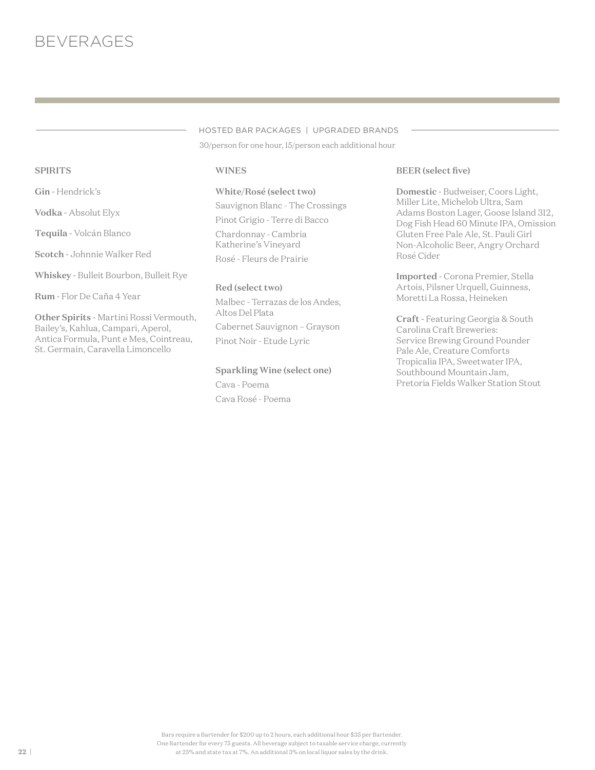# BEVERAGES

## HOSTED BAR PACKAGES | UPGRADED BRANDS

30/person for one hour, 15/person each additional hour

### SPIRITS

**Gin** - Hendrick's

**Vodka** - Absolut Elyx

**Tequila** - Volcán Blanco

**Scotch** - Johnnie Walker Red

**Whiskey** - Bulleit Bourbon, Bulleit Rye

**Rum** - Flor De Caña 4 Year

**Other Spirits** - Martini Rossi Vermouth, Bailey's, Kahlua, Campari, Aperol, Antica Formula, Punt e Mes, Cointreau, St. Germain, Caravella Limoncello

### WINES

**White/Rosé (select two)**

Sauvignon Blanc - The Crossings

Pinot Grigio - Terre di Bacco

Chardonnay - Cambria Katherine's Vineyard

Rosé - Fleurs de Prairie

**Red (select two)**

Malbec - Terrazas de los Andes, Altos Del Plata

Cabernet Sauvignon – Grayson

Pinot Noir - Etude Lyric

**Sparkling Wine (select one)**

Cava - Poema

Cava Rosé - Poema

### BEER (select five)

**Domestic** - Budweiser, Coors Light, Miller Lite, Michelob Ultra, Sam Adams Boston Lager, Goose Island 312, Dog Fish Head 60 Minute IPA, Omission Gluten Free Pale Ale, St. Pauli Girl Non-Alcoholic Beer, Angry Orchard Rosé Cider

**Imported** - Corona Premier, Stella Artois, Pilsner Urquell, Guinness, Moretti La Rossa, Heineken

**Craft** - Featuring Georgia & South Carolina Craft Breweries: Service Brewing Ground Pounder Pale Ale, Creature Comforts Tropicalia IPA, Sweetwater IPA, Southbound Mountain Jam, Pretoria Fields Walker Station Stout

Bars require a Bartender for $200 up to 2 hours, each additional hour $35 per Bartender. One Bartender for every 75 guests. All beverage subject to taxable service charge, currently at 25% and state tax at 7%. An additional 3% on local liquor sales by the drink.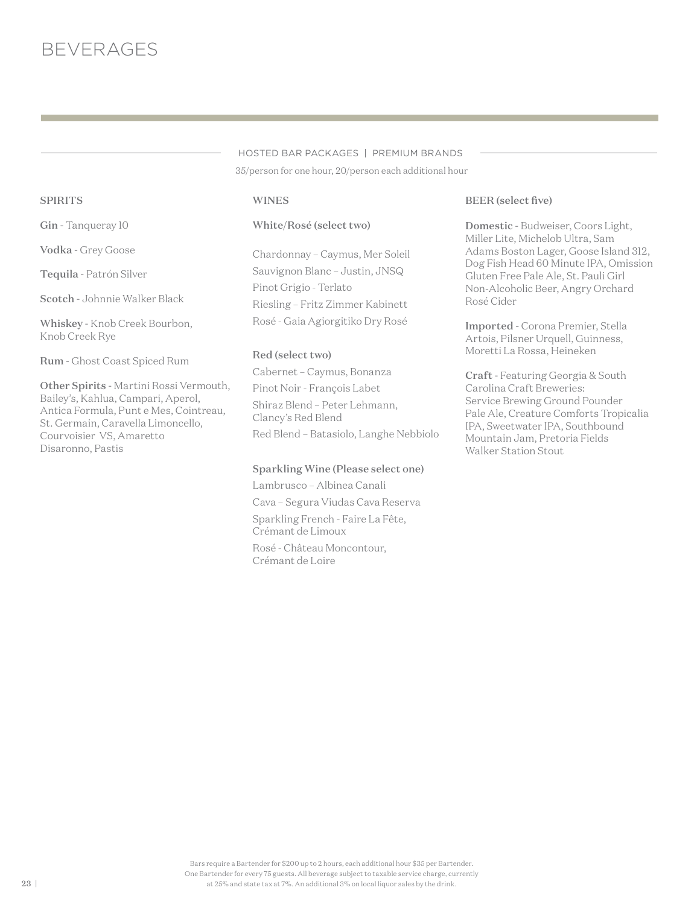# BEVERAGES

## HOSTED BAR PACKAGES | PREMIUM BRANDS

35/person for one hour, 20/person each additional hour

### SPIRITS

**Gin** - Tanqueray 10

**Vodka** - Grey Goose

**Tequila** - Patrón Silver

**Scotch** - Johnnie Walker Black

**Whiskey** - Knob Creek Bourbon, Knob Creek Rye

**Rum** - Ghost Coast Spiced Rum

**Other Spirits** - Martini Rossi Vermouth, Bailey's, Kahlua, Campari, Aperol, Antica Formula, Punt e Mes, Cointreau, St. Germain, Caravella Limoncello, Courvoisier VS, Amaretto Disaronno, Pastis

### WINES

**White/Rosé (select two)**

Chardonnay – Caymus, Mer Soleil
Sauvignon Blanc – Justin, JNSQ
Pinot Grigio - Terlato
Riesling – Fritz Zimmer Kabinett
Rosé - Gaia Agiorgitiko Dry Rosé

**Red (select two)**

Cabernet – Caymus, Bonanza
Pinot Noir - François Labet
Shiraz Blend – Peter Lehmann, Clancy's Red Blend
Red Blend – Batasiolo, Langhe Nebbiolo

**Sparkling Wine (Please select one)**

Lambrusco – Albinea Canali
Cava – Segura Viudas Cava Reserva
Sparkling French - Faire La Fête, Crémant de Limoux
Rosé - Château Moncontour, Crémant de Loire

### BEER (select five)

**Domestic** - Budweiser, Coors Light, Miller Lite, Michelob Ultra, Sam Adams Boston Lager, Goose Island 312, Dog Fish Head 60 Minute IPA, Omission Gluten Free Pale Ale, St. Pauli Girl Non-Alcoholic Beer, Angry Orchard Rosé Cider

**Imported** - Corona Premier, Stella Artois, Pilsner Urquell, Guinness, Moretti La Rossa, Heineken

**Craft** - Featuring Georgia & South Carolina Craft Breweries: Service Brewing Ground Pounder Pale Ale, Creature Comforts Tropicalia IPA, Sweetwater IPA, Southbound Mountain Jam, Pretoria Fields Walker Station Stout

Bars require a Bartender for $200 up to 2 hours, each additional hour $35 per Bartender. One Bartender for every 75 guests. All beverage subject to taxable service charge, currently at 25% and state tax at 7%. An additional 3% on local liquor sales by the drink.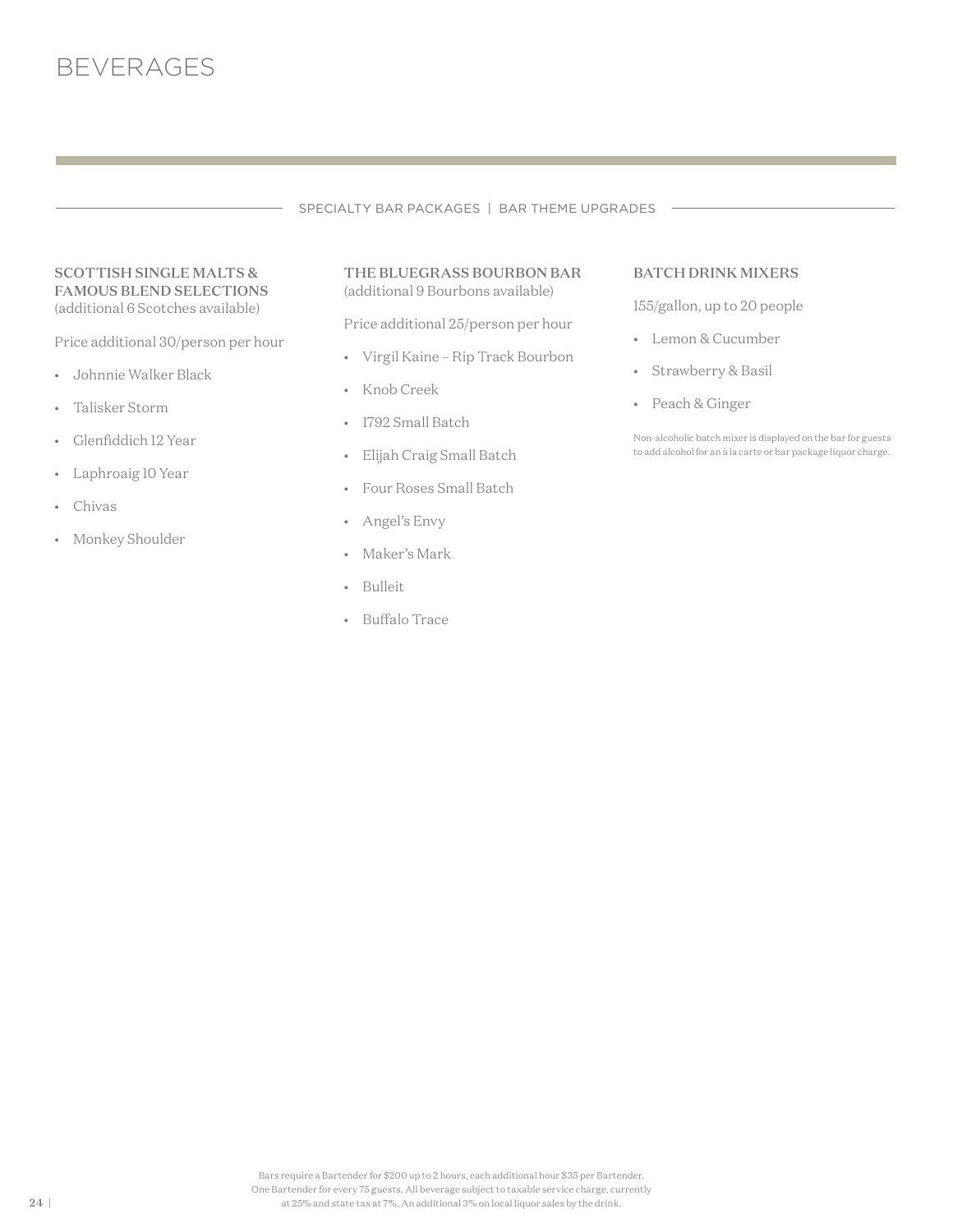# BEVERAGES

SPECIALTY BAR PACKAGES | BAR THEME UPGRADES

### SCOTTISH SINGLE MALTS & FAMOUS BLEND SELECTIONS
(additional 6 Scotches available)

Price additional 30/person per hour

- Johnnie Walker Black
- Talisker Storm
- Glenfiddich 12 Year
- Laphroaig 10 Year
- Chivas
- Monkey Shoulder

### THE BLUEGRASS BOURBON BAR
(additional 9 Bourbons available)

Price additional 25/person per hour

- Virgil Kaine – Rip Track Bourbon
- Knob Creek
- 1792 Small Batch
- Elijah Craig Small Batch
- Four Roses Small Batch
- Angel's Envy
- Maker's Mark
- Bulleit
- Buffalo Trace

### BATCH DRINK MIXERS

155/gallon, up to 20 people

- Lemon & Cucumber
- Strawberry & Basil
- Peach & Ginger

Non-alcoholic batch mixer is displayed on the bar for guests to add alcohol for an à la carte or bar package liquor charge.

Bars require a Bartender for $200 up to 2 hours, each additional hour $35 per Bartender. One Bartender for every 75 guests. All beverage subject to taxable service charge, currently at 25% and state tax at 7%. An additional 3% on local liquor sales by the drink.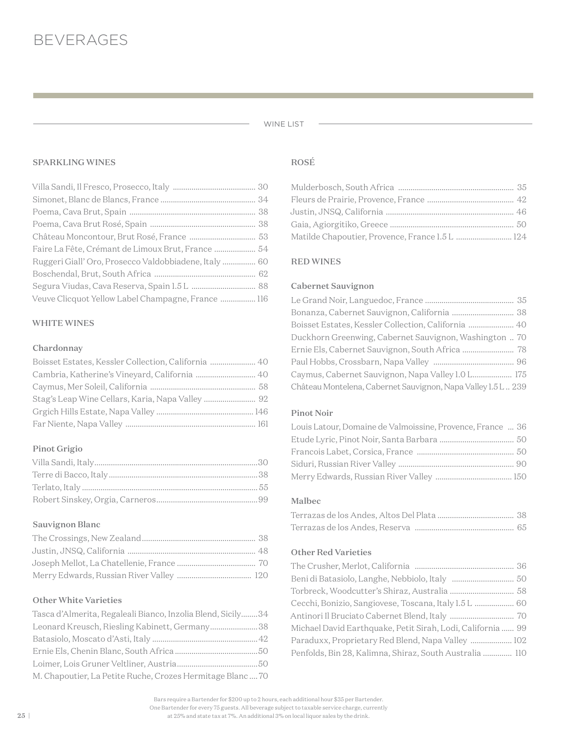# BEVERAGES

## WINE LIST

### SPARKLING WINES

Villa Sandi, Il Fresco, Prosecco, Italy ........................................ 30
Simonet, Blanc de Blancs, France ............................................. 34
Poema, Cava Brut, Spain ............................................................ 38
Poema, Cava Brut Rosé, Spain ................................................... 38
Château Moncontour, Brut Rosé, France ................................ 53
Faire La Fête, Crémant de Limoux Brut, France .................... 54
Ruggeri Giall' Oro, Prosecco Valdobbiadene, Italy ................ 60
Boschendal, Brut, South Africa ................................................. 62
Segura Viudas, Cava Reserva, Spain 1.5 L ............................... 88
Veuve Clicquot Yellow Label Champagne, France ................. 116

### WHITE WINES

#### Chardonnay

Boisset Estates, Kessler Collection, California ...................... 40
Cambria, Katherine's Vineyard, California ............................. 40
Caymus, Mer Soleil, California ................................................. 58
Stag's Leap Wine Cellars, Karia, Napa Valley ......................... 92
Grgich Hills Estate, Napa Valley ............................................... 146
Far Niente, Napa Valley .............................................................. 161

#### Pinot Grigio

Villa Sandi, Italy..............................................................................30
Terre di Bacco, Italy........................................................................38
Terlato, Italy ....................................................................................55
Robert Sinskey, Orgia, Carneros................................................99

#### Sauvignon Blanc

The Crossings, New Zealand....................................................... 38
Justin, JNSQ, California .............................................................. 48
Joseph Mellot, La Chatellenie, France ...................................... 70
Merry Edwards, Russian River Valley .................................... 120

#### Other White Varieties

Tasca d'Almerita, Regaleali Bianco, Inzolia Blend, Sicily........34
Leonard Kreusch, Riesling Kabinett, Germany.......................38
Batasiolo, Moscato d'Asti, Italy ...................................................42
Ernie Els, Chenin Blanc, South Africa ........................................50
Loimer, Lois Gruner Veltliner, Austria.......................................50
M. Chapoutier, La Petite Ruche, Crozes Hermitage Blanc ....70

### ROSÉ

Mulderbosch, South Africa ........................................................ 35
Fleurs de Prairie, Provence, France .......................................... 42
Justin, JNSQ, California ............................................................. 46
Gaia, Agiorgitiko, Greece ........................................................... 50
Matilde Chapoutier, Provence, France 1.5 L .......................... 124

### RED WINES

#### Cabernet Sauvignon

Le Grand Noir, Languedoc, France ........................................... 35
Bonanza, Cabernet Sauvignon, California .............................. 38
Boisset Estates, Kessler Collection, California ...................... 40
Duckhorn Greenwing, Cabernet Sauvignon, Washington .. 70
Ernie Els, Cabernet Sauvignon, South Africa ......................... 78
Paul Hobbs, Crossbarn, Napa Valley ....................................... 96
Caymus, Cabernet Sauvignon, Napa Valley 1.0 L.................. 175
Château Montelena, Cabernet Sauvignon, Napa Valley 1.5 L .. 239

#### Pinot Noir

Louis Latour, Domaine de Valmoissine, Provence, France ... 36
Etude Lyric, Pinot Noir, Santa Barbara .................................... 50
Francois Labet, Corsica, France ............................................... 50
Siduri, Russian River Valley ........................................................ 90
Merry Edwards, Russian River Valley ..................................... 150

#### Malbec

Terrazas de los Andes, Altos Del Plata ..................................... 38
Terrazas de los Andes, Reserva ................................................ 65

#### Other Red Varieties

The Crusher, Merlot, California ................................................ 36
Beni di Batasiolo, Langhe, Nebbiolo, Italy .............................. 50
Torbreck, Woodcutter's Shiraz, Australia ............................... 58
Cecchi, Bonizio, Sangiovese, Toscana, Italy 1.5 L ................... 60
Antinori Il Bruciato Cabernet Blend, Italy ............................... 70
Michael David Earthquake, Petit Sirah, Lodi, California ...... 99
Paraduxx, Proprietary Red Blend, Napa Valley .................... 102
Penfolds, Bin 28, Kalimna, Shiraz, South Australia ............. 110

Bars require a Bartender for $200 up to 2 hours, each additional hour $35 per Bartender. One Bartender for every 75 guests. All beverage subject to taxable service charge, currently at 25% and state tax at 7%. An additional 3% on local liquor sales by the drink.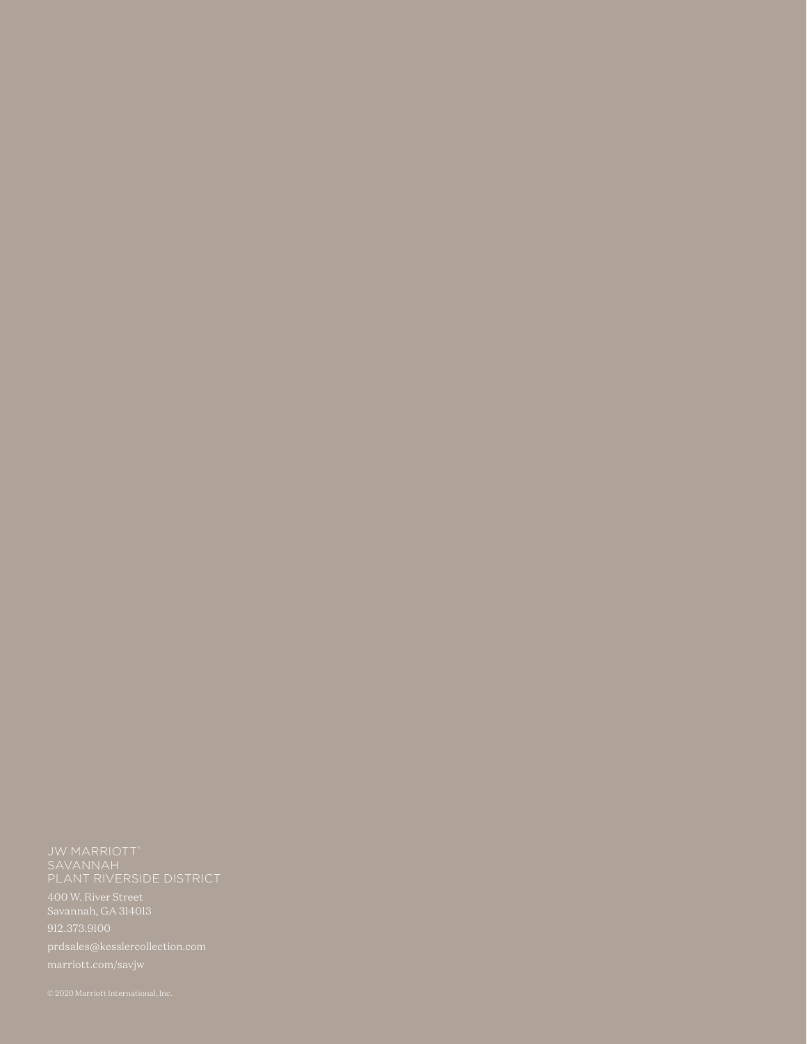JW MARRIOTT®
SAVANNAH
PLANT RIVERSIDE DISTRICT

400 W. River Street
Savannah, GA 314013

912.373.9100

prdsales@kesslercollection.com

marriott.com/savjw

© 2020 Marriott International, Inc.